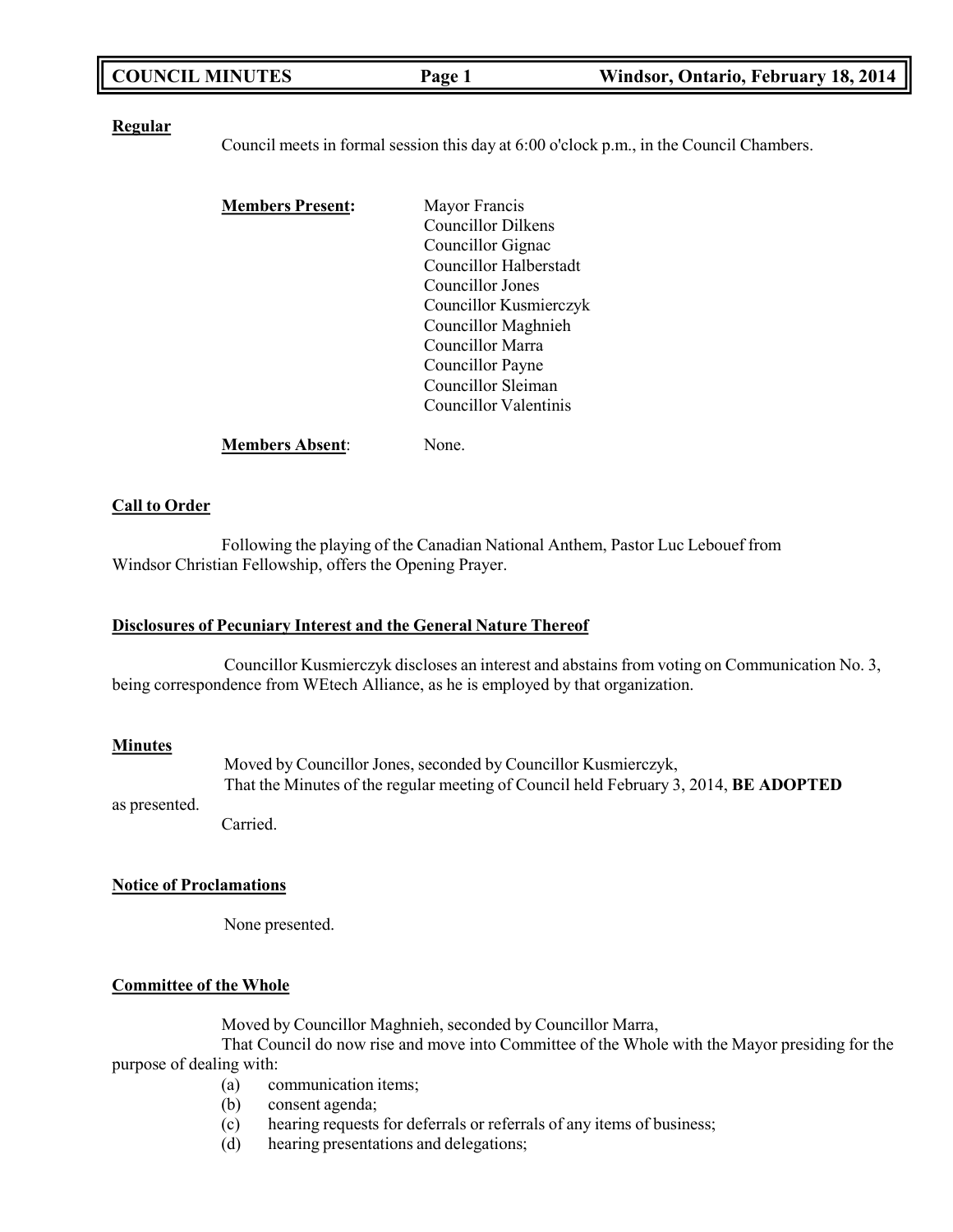**COUNCIL MINUTES Windsor, Ontario, February 18, 2014**

**Regular**

Council meets in formal session this day at 6:00 o'clock p.m., in the Council Chambers.

**Members Present:**

Mayor Francis
Councillor Dilkens
Councillor Gignac
Councillor Halberstadt
Councillor Jones
Councillor Kusmierczyk
Councillor Maghnieh
Councillor Marra
Councillor Payne
Councillor Sleiman
Councillor Valentinis

**Members Absent**: None.

**Call to Order**

Following the playing of the Canadian National Anthem, Pastor Luc Lebouef from Windsor Christian Fellowship, offers the Opening Prayer.

**Disclosures of Pecuniary Interest and the General Nature Thereof**

Councillor Kusmierczyk discloses an interest and abstains from voting on Communication No. 3, being correspondence from WEtech Alliance, as he is employed by that organization.

**Minutes**

Moved by Councillor Jones, seconded by Councillor Kusmierczyk,
That the Minutes of the regular meeting of Council held February 3, 2014, **BE ADOPTED** as presented.
Carried.

**Notice of Proclamations**

None presented.

**Committee of the Whole**

Moved by Councillor Maghnieh, seconded by Councillor Marra,
That Council do now rise and move into Committee of the Whole with the Mayor presiding for the purpose of dealing with:

(a) communication items;
(b) consent agenda;
(c) hearing requests for deferrals or referrals of any items of business;
(d) hearing presentations and delegations;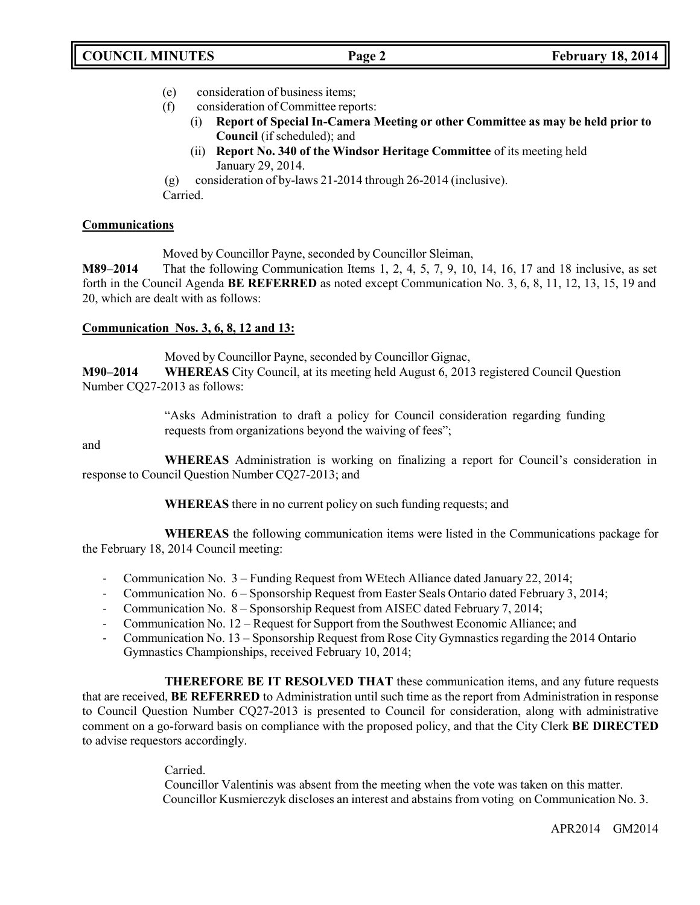(e) consideration of business items;

(f) consideration of Committee reports:

(i) **Report of Special In-Camera Meeting or other Committee as may be held prior to Council** (if scheduled); and

(ii) **Report No. 340 of the Windsor Heritage Committee** of its meeting held January 29, 2014.

(g) consideration of by-laws 21-2014 through 26-2014 (inclusive).

Carried.

**Communications**

Moved by Councillor Payne, seconded by Councillor Sleiman,

**M89–2014** That the following Communication Items 1, 2, 4, 5, 7, 9, 10, 14, 16, 17 and 18 inclusive, as set forth in the Council Agenda **BE REFERRED** as noted except Communication No. 3, 6, 8, 11, 12, 13, 15, 19 and 20, which are dealt with as follows:

**Communication Nos. 3, 6, 8, 12 and 13:**

Moved by Councillor Payne, seconded by Councillor Gignac,

**M90–2014** **WHEREAS** City Council, at its meeting held August 6, 2013 registered Council Question Number CQ27-2013 as follows:

"Asks Administration to draft a policy for Council consideration regarding funding requests from organizations beyond the waiving of fees";

and

**WHEREAS** Administration is working on finalizing a report for Council's consideration in response to Council Question Number CQ27-2013; and

**WHEREAS** there in no current policy on such funding requests; and

**WHEREAS** the following communication items were listed in the Communications package for the February 18, 2014 Council meeting:

- Communication No. 3 – Funding Request from WEtech Alliance dated January 22, 2014;
- Communication No. 6 – Sponsorship Request from Easter Seals Ontario dated February 3, 2014;
- Communication No. 8 – Sponsorship Request from AISEC dated February 7, 2014;
- Communication No. 12 – Request for Support from the Southwest Economic Alliance; and
- Communication No. 13 – Sponsorship Request from Rose City Gymnastics regarding the 2014 Ontario Gymnastics Championships, received February 10, 2014;

**THEREFORE BE IT RESOLVED THAT** these communication items, and any future requests that are received, **BE REFERRED** to Administration until such time as the report from Administration in response to Council Question Number CQ27-2013 is presented to Council for consideration, along with administrative comment on a go-forward basis on compliance with the proposed policy, and that the City Clerk **BE DIRECTED** to advise requestors accordingly.

Carried.

Councillor Valentinis was absent from the meeting when the vote was taken on this matter.

Councillor Kusmierczyk discloses an interest and abstains from voting on Communication No. 3.

APR2014 GM2014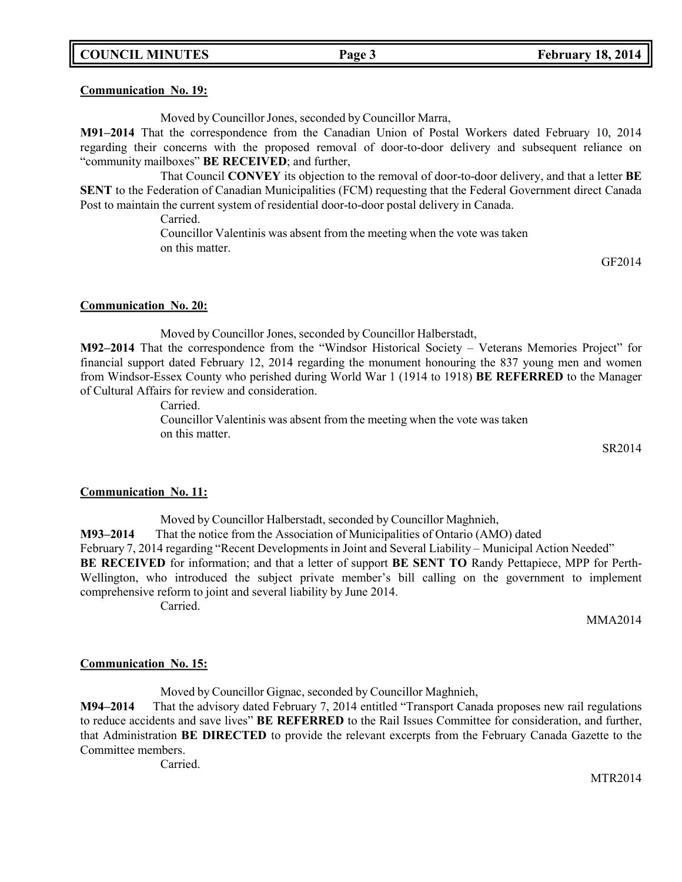**Communication No. 19:**

Moved by Councillor Jones, seconded by Councillor Marra,

**M91–2014** That the correspondence from the Canadian Union of Postal Workers dated February 10, 2014 regarding their concerns with the proposed removal of door-to-door delivery and subsequent reliance on "community mailboxes" **BE RECEIVED**; and further,

That Council **CONVEY** its objection to the removal of door-to-door delivery, and that a letter **BE SENT** to the Federation of Canadian Municipalities (FCM) requesting that the Federal Government direct Canada Post to maintain the current system of residential door-to-door postal delivery in Canada.

Carried.

Councillor Valentinis was absent from the meeting when the vote was taken on this matter.

GF2014

**Communication No. 20:**

Moved by Councillor Jones, seconded by Councillor Halberstadt,

**M92–2014** That the correspondence from the "Windsor Historical Society – Veterans Memories Project" for financial support dated February 12, 2014 regarding the monument honouring the 837 young men and women from Windsor-Essex County who perished during World War 1 (1914 to 1918) **BE REFERRED** to the Manager of Cultural Affairs for review and consideration.

Carried.

Councillor Valentinis was absent from the meeting when the vote was taken on this matter.

SR2014

**Communication No. 11:**

Moved by Councillor Halberstadt, seconded by Councillor Maghnieh,

**M93–2014** That the notice from the Association of Municipalities of Ontario (AMO) dated February 7, 2014 regarding "Recent Developments in Joint and Several Liability – Municipal Action Needed" **BE RECEIVED** for information; and that a letter of support **BE SENT TO** Randy Pettapiece, MPP for Perth-Wellington, who introduced the subject private member's bill calling on the government to implement comprehensive reform to joint and several liability by June 2014.

Carried.

MMA2014

**Communication No. 15:**

Moved by Councillor Gignac, seconded by Councillor Maghnieh,

**M94–2014** That the advisory dated February 7, 2014 entitled "Transport Canada proposes new rail regulations to reduce accidents and save lives" **BE REFERRED** to the Rail Issues Committee for consideration, and further, that Administration **BE DIRECTED** to provide the relevant excerpts from the February Canada Gazette to the Committee members.

Carried.

MTR2014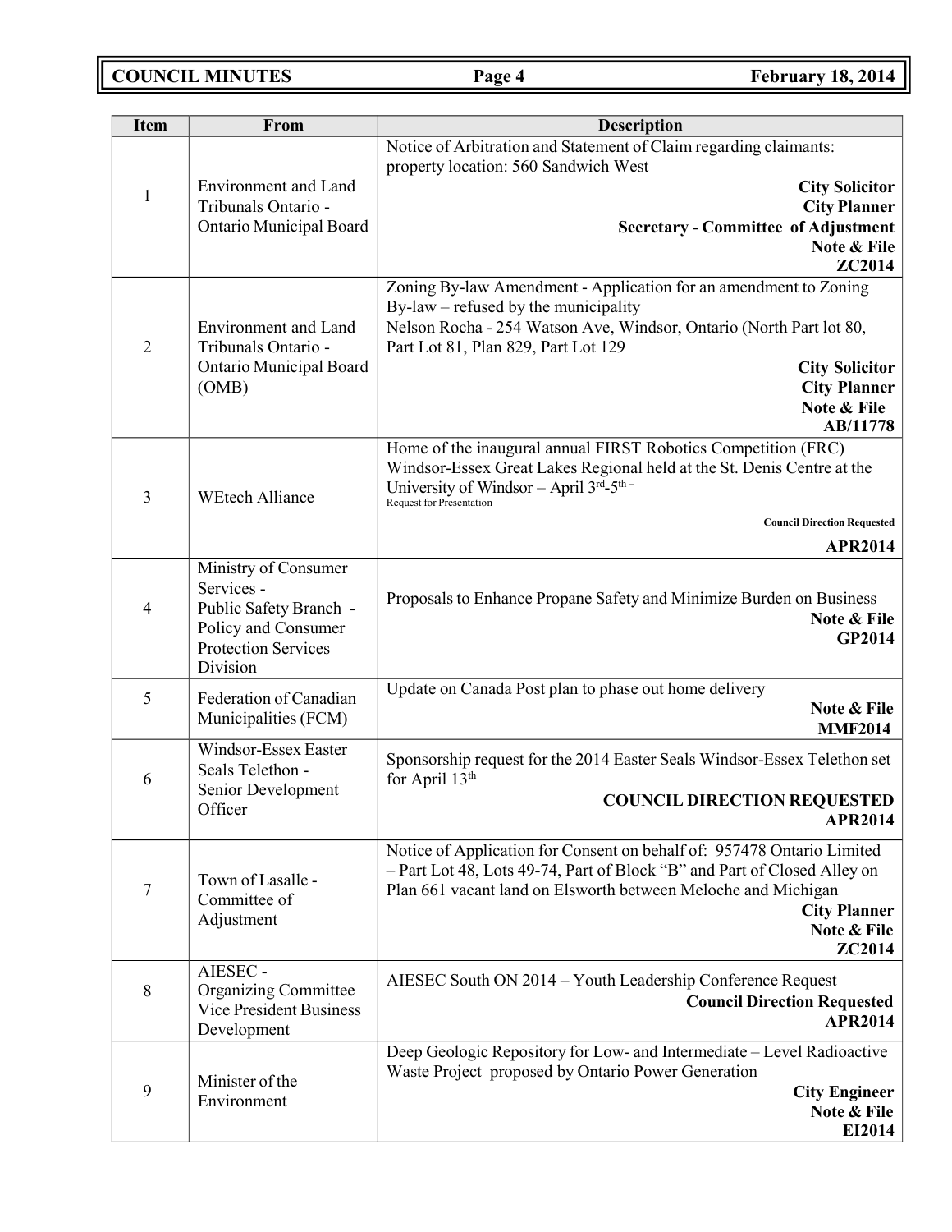| Item | From | Description |
|---|---|---|
| 1 | Environment and Land Tribunals Ontario - Ontario Municipal Board | Notice of Arbitration and Statement of Claim regarding claimants: property location: 560 Sandwich West<br>**City Solicitor**<br>**City Planner**<br>**Secretary - Committee of Adjustment**<br>**Note & File**<br>**ZC2014** |
| 2 | Environment and Land Tribunals Ontario - Ontario Municipal Board (OMB) | Zoning By-law Amendment - Application for an amendment to Zoning By-law – refused by the municipality<br>Nelson Rocha - 254 Watson Ave, Windsor, Ontario (North Part lot 80, Part Lot 81, Plan 829, Part Lot 129<br>**City Solicitor**<br>**City Planner**<br>**Note & File**<br>**AB/11778** |
| 3 | WEtech Alliance | Home of the inaugural annual FIRST Robotics Competition (FRC) Windsor-Essex Great Lakes Regional held at the St. Denis Centre at the University of Windsor – April 3rd-5th –<br>Request for Presentation<br>**Council Direction Requested**<br>**APR2014** |
| 4 | Ministry of Consumer Services - Public Safety Branch - Policy and Consumer Protection Services Division | Proposals to Enhance Propane Safety and Minimize Burden on Business<br>**Note & File**<br>**GP2014** |
| 5 | Federation of Canadian Municipalities (FCM) | Update on Canada Post plan to phase out home delivery<br>**Note & File**<br>**MMF2014** |
| 6 | Windsor-Essex Easter Seals Telethon - Senior Development Officer | Sponsorship request for the 2014 Easter Seals Windsor-Essex Telethon set for April 13th<br>**COUNCIL DIRECTION REQUESTED**<br>**APR2014** |
| 7 | Town of Lasalle - Committee of Adjustment | Notice of Application for Consent on behalf of: 957478 Ontario Limited – Part Lot 48, Lots 49-74, Part of Block "B" and Part of Closed Alley on Plan 661 vacant land on Elsworth between Meloche and Michigan<br>**City Planner**<br>**Note & File**<br>**ZC2014** |
| 8 | AIESEC - Organizing Committee Vice President Business Development | AIESEC South ON 2014 – Youth Leadership Conference Request<br>**Council Direction Requested**<br>**APR2014** |
| 9 | Minister of the Environment | Deep Geologic Repository for Low- and Intermediate – Level Radioactive Waste Project proposed by Ontario Power Generation<br>**City Engineer**<br>**Note & File**<br>**EI2014** |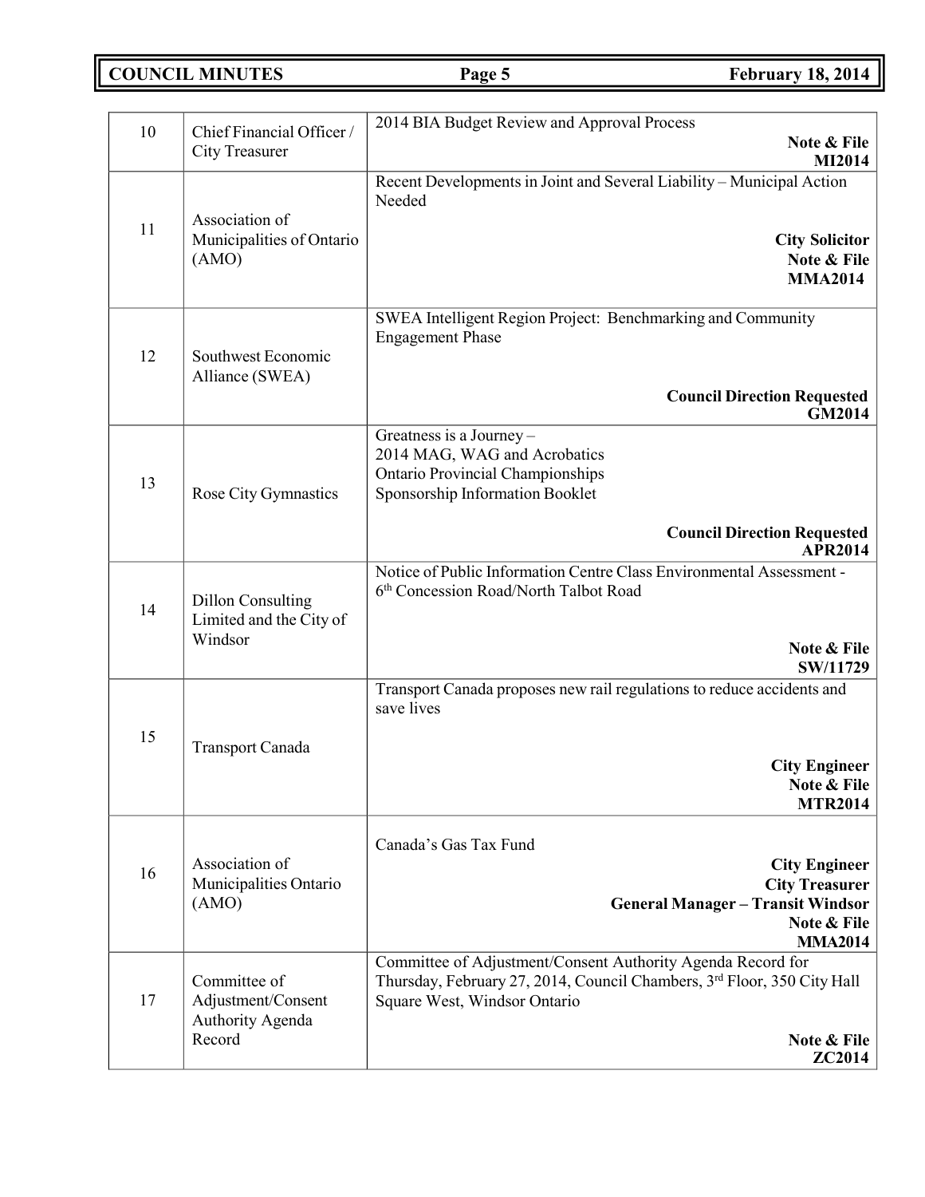| | | |
|---|---|---|
| 10 | Chief Financial Officer / City Treasurer | 2014 BIA Budget Review and Approval Process<br>**Note & File**<br>**MI2014** |
| 11 | Association of Municipalities of Ontario (AMO) | Recent Developments in Joint and Several Liability – Municipal Action Needed<br>**City Solicitor**<br>**Note & File**<br>**MMA2014** |
| 12 | Southwest Economic Alliance (SWEA) | SWEA Intelligent Region Project: Benchmarking and Community Engagement Phase<br>**Council Direction Requested**<br>**GM2014** |
| 13 | Rose City Gymnastics | Greatness is a Journey –<br>2014 MAG, WAG and Acrobatics<br>Ontario Provincial Championships<br>Sponsorship Information Booklet<br>**Council Direction Requested**<br>**APR2014** |
| 14 | Dillon Consulting Limited and the City of Windsor | Notice of Public Information Centre Class Environmental Assessment - 6th Concession Road/North Talbot Road<br>**Note & File**<br>**SW/11729** |
| 15 | Transport Canada | Transport Canada proposes new rail regulations to reduce accidents and save lives<br>**City Engineer**<br>**Note & File**<br>**MTR2014** |
| 16 | Association of Municipalities Ontario (AMO) | Canada's Gas Tax Fund<br>**City Engineer**<br>**City Treasurer**<br>**General Manager – Transit Windsor**<br>**Note & File**<br>**MMA2014** |
| 17 | Committee of Adjustment/Consent Authority Agenda Record | Committee of Adjustment/Consent Authority Agenda Record for Thursday, February 27, 2014, Council Chambers, 3rd Floor, 350 City Hall Square West, Windsor Ontario<br>**Note & File**<br>**ZC2014** |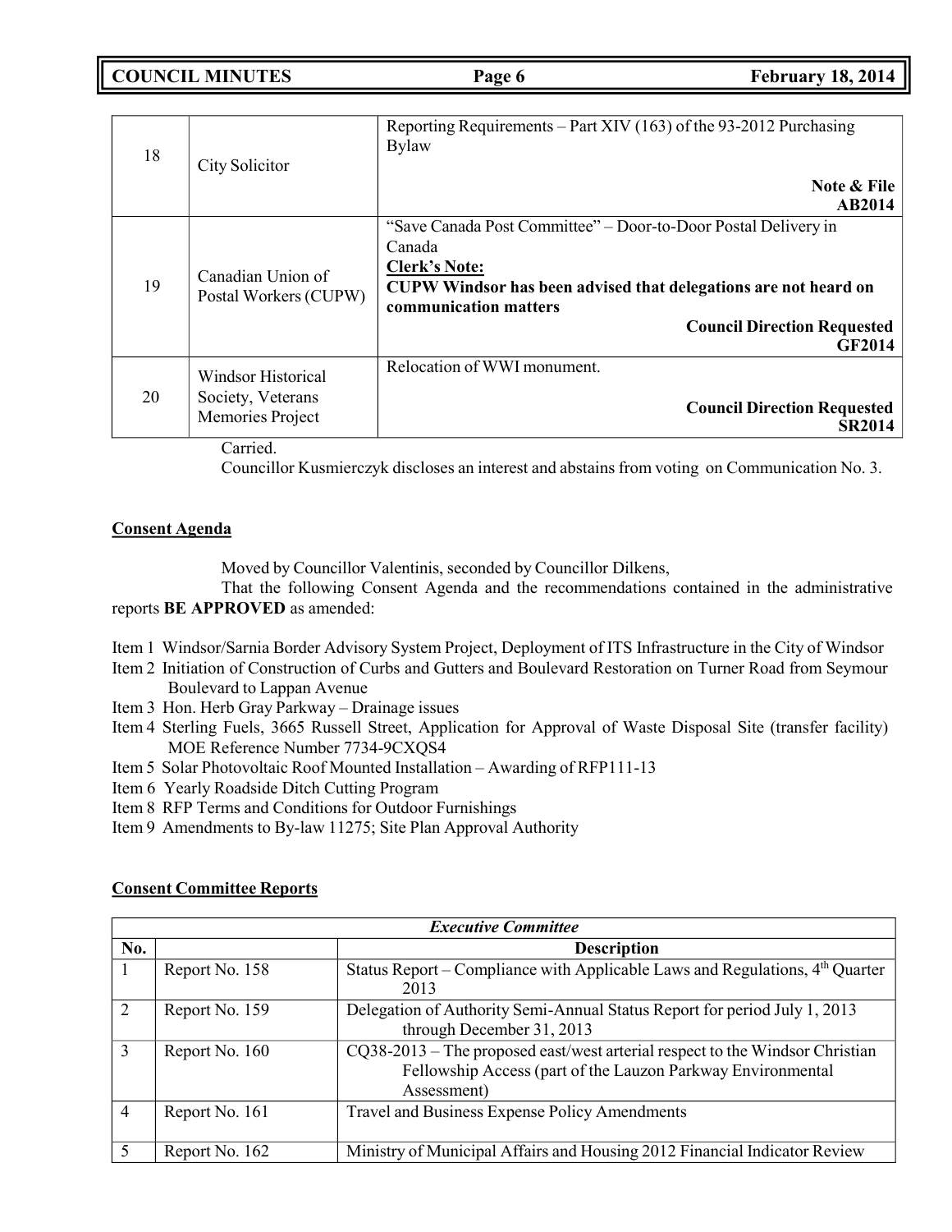| | | |
|---|---|---|
| 18 | City Solicitor | Reporting Requirements – Part XIV (163) of the 93-2012 Purchasing Bylaw<br>**Note & File**<br>**AB2014** |
| 19 | Canadian Union of Postal Workers (CUPW) | "Save Canada Post Committee" – Door-to-Door Postal Delivery in Canada<br>**Clerk's Note:**<br>**CUPW Windsor has been advised that delegations are not heard on communication matters**<br>**Council Direction Requested**<br>**GF2014** |
| 20 | Windsor Historical Society, Veterans Memories Project | Relocation of WWI monument.<br>**Council Direction Requested**<br>**SR2014** |

Carried.

Councillor Kusmierczyk discloses an interest and abstains from voting on Communication No. 3.

**Consent Agenda**

Moved by Councillor Valentinis, seconded by Councillor Dilkens,

That the following Consent Agenda and the recommendations contained in the administrative reports **BE APPROVED** as amended:

Item 1 Windsor/Sarnia Border Advisory System Project, Deployment of ITS Infrastructure in the City of Windsor
Item 2 Initiation of Construction of Curbs and Gutters and Boulevard Restoration on Turner Road from Seymour Boulevard to Lappan Avenue
Item 3 Hon. Herb Gray Parkway – Drainage issues
Item 4 Sterling Fuels, 3665 Russell Street, Application for Approval of Waste Disposal Site (transfer facility) MOE Reference Number 7734-9CXQS4
Item 5 Solar Photovoltaic Roof Mounted Installation – Awarding of RFP111-13
Item 6 Yearly Roadside Ditch Cutting Program
Item 8 RFP Terms and Conditions for Outdoor Furnishings
Item 9 Amendments to By-law 11275; Site Plan Approval Authority

**Consent Committee Reports**

| *Executive Committee* | | |
|---|---|---|
| **No.** | | **Description** |
| 1 | Report No. 158 | Status Report – Compliance with Applicable Laws and Regulations, 4th Quarter 2013 |
| 2 | Report No. 159 | Delegation of Authority Semi-Annual Status Report for period July 1, 2013 through December 31, 2013 |
| 3 | Report No. 160 | CQ38-2013 – The proposed east/west arterial respect to the Windsor Christian Fellowship Access (part of the Lauzon Parkway Environmental Assessment) |
| 4 | Report No. 161 | Travel and Business Expense Policy Amendments |
| 5 | Report No. 162 | Ministry of Municipal Affairs and Housing 2012 Financial Indicator Review |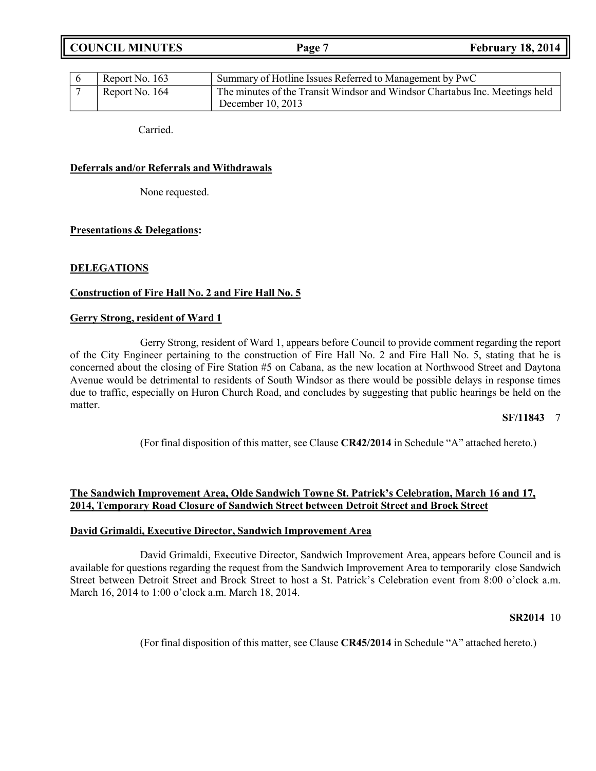| | | |
|---|---|---|
| 6 | Report No. 163 | Summary of Hotline Issues Referred to Management by PwC |
| 7 | Report No. 164 | The minutes of the Transit Windsor and Windsor Chartabus Inc. Meetings held December 10, 2013 |

Carried.

**Deferrals and/or Referrals and Withdrawals**

None requested.

**Presentations & Delegations:**

**DELEGATIONS**

**Construction of Fire Hall No. 2 and Fire Hall No. 5**

**Gerry Strong, resident of Ward 1**

Gerry Strong, resident of Ward 1, appears before Council to provide comment regarding the report of the City Engineer pertaining to the construction of Fire Hall No. 2 and Fire Hall No. 5, stating that he is concerned about the closing of Fire Station #5 on Cabana, as the new location at Northwood Street and Daytona Avenue would be detrimental to residents of South Windsor as there would be possible delays in response times due to traffic, especially on Huron Church Road, and concludes by suggesting that public hearings be held on the matter.

**SF/11843** 7

(For final disposition of this matter, see Clause **CR42/2014** in Schedule "A" attached hereto.)

**The Sandwich Improvement Area, Olde Sandwich Towne St. Patrick's Celebration, March 16 and 17, 2014, Temporary Road Closure of Sandwich Street between Detroit Street and Brock Street**

**David Grimaldi, Executive Director, Sandwich Improvement Area**

David Grimaldi, Executive Director, Sandwich Improvement Area, appears before Council and is available for questions regarding the request from the Sandwich Improvement Area to temporarily close Sandwich Street between Detroit Street and Brock Street to host a St. Patrick's Celebration event from 8:00 o'clock a.m. March 16, 2014 to 1:00 o'clock a.m. March 18, 2014.

**SR2014** 10

(For final disposition of this matter, see Clause **CR45/2014** in Schedule "A" attached hereto.)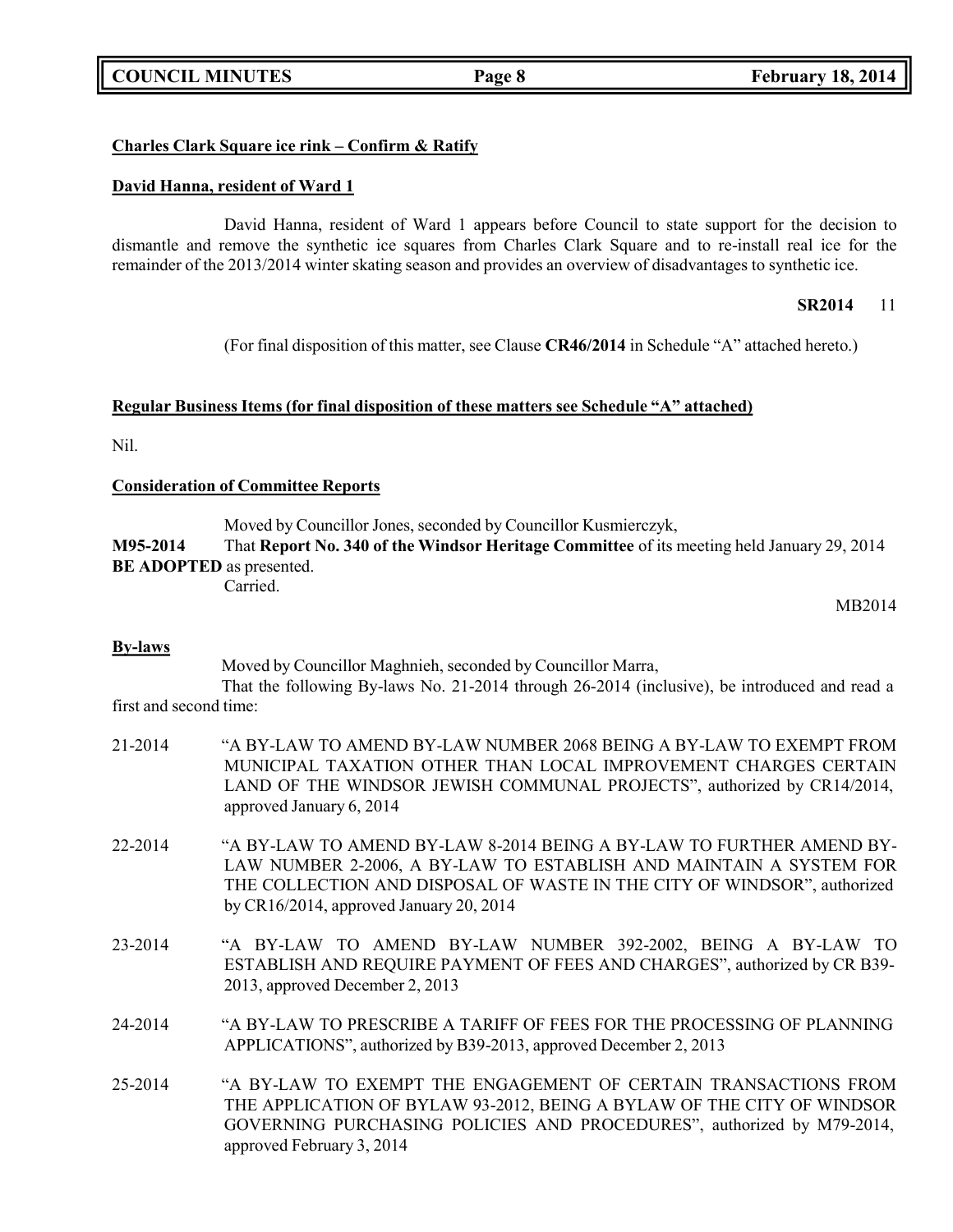**Charles Clark Square ice rink – Confirm & Ratify**

**David Hanna, resident of Ward 1**

David Hanna, resident of Ward 1 appears before Council to state support for the decision to dismantle and remove the synthetic ice squares from Charles Clark Square and to re-install real ice for the remainder of the 2013/2014 winter skating season and provides an overview of disadvantages to synthetic ice.

**SR2014** 11

(For final disposition of this matter, see Clause **CR46/2014** in Schedule "A" attached hereto.)

**Regular Business Items (for final disposition of these matters see Schedule "A" attached)**

Nil.

**Consideration of Committee Reports**

Moved by Councillor Jones, seconded by Councillor Kusmierczyk,

**M95-2014** That **Report No. 340 of the Windsor Heritage Committee** of its meeting held January 29, 2014 **BE ADOPTED** as presented.

Carried.

MB2014

**By-laws**

Moved by Councillor Maghnieh, seconded by Councillor Marra,

That the following By-laws No. 21-2014 through 26-2014 (inclusive), be introduced and read a first and second time:

21-2014 "A BY-LAW TO AMEND BY-LAW NUMBER 2068 BEING A BY-LAW TO EXEMPT FROM MUNICIPAL TAXATION OTHER THAN LOCAL IMPROVEMENT CHARGES CERTAIN LAND OF THE WINDSOR JEWISH COMMUNAL PROJECTS", authorized by CR14/2014, approved January 6, 2014

22-2014 "A BY-LAW TO AMEND BY-LAW 8-2014 BEING A BY-LAW TO FURTHER AMEND BY-LAW NUMBER 2-2006, A BY-LAW TO ESTABLISH AND MAINTAIN A SYSTEM FOR THE COLLECTION AND DISPOSAL OF WASTE IN THE CITY OF WINDSOR", authorized by CR16/2014, approved January 20, 2014

23-2014 "A BY-LAW TO AMEND BY-LAW NUMBER 392-2002, BEING A BY-LAW TO ESTABLISH AND REQUIRE PAYMENT OF FEES AND CHARGES", authorized by CR B39-2013, approved December 2, 2013

24-2014 "A BY-LAW TO PRESCRIBE A TARIFF OF FEES FOR THE PROCESSING OF PLANNING APPLICATIONS", authorized by B39-2013, approved December 2, 2013

25-2014 "A BY-LAW TO EXEMPT THE ENGAGEMENT OF CERTAIN TRANSACTIONS FROM THE APPLICATION OF BYLAW 93-2012, BEING A BYLAW OF THE CITY OF WINDSOR GOVERNING PURCHASING POLICIES AND PROCEDURES", authorized by M79-2014, approved February 3, 2014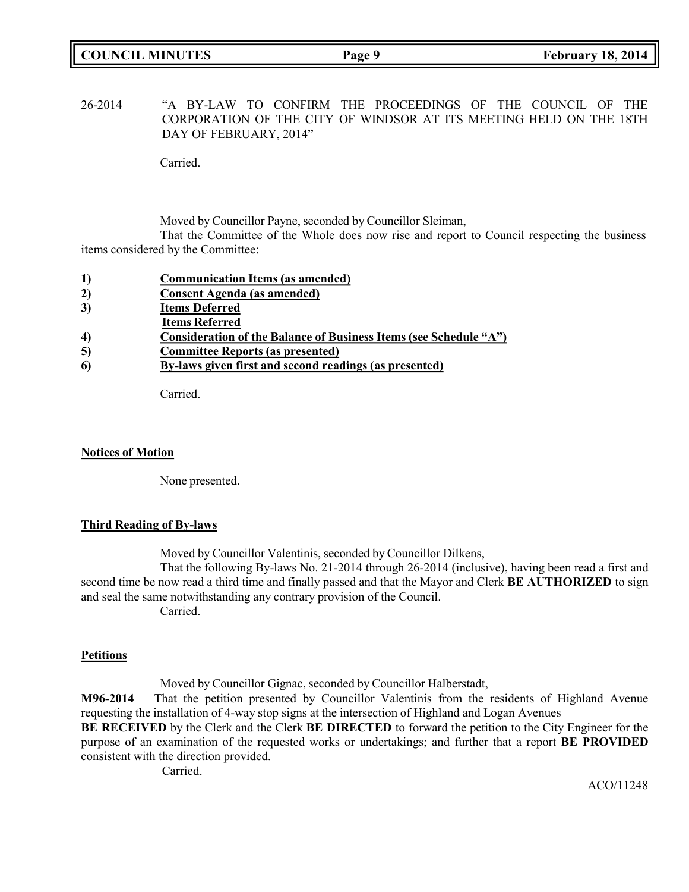26-2014 "A BY-LAW TO CONFIRM THE PROCEEDINGS OF THE COUNCIL OF THE CORPORATION OF THE CITY OF WINDSOR AT ITS MEETING HELD ON THE 18TH DAY OF FEBRUARY, 2014"

Carried.

Moved by Councillor Payne, seconded by Councillor Sleiman,

That the Committee of the Whole does now rise and report to Council respecting the business items considered by the Committee:

1) **Communication Items (as amended)**
2) **Consent Agenda (as amended)**
3) **Items Deferred**
   **Items Referred**
4) **Consideration of the Balance of Business Items (see Schedule "A")**
5) **Committee Reports (as presented)**
6) **By-laws given first and second readings (as presented)**

Carried.

**Notices of Motion**

None presented.

**Third Reading of By-laws**

Moved by Councillor Valentinis, seconded by Councillor Dilkens,

That the following By-laws No. 21-2014 through 26-2014 (inclusive), having been read a first and second time be now read a third time and finally passed and that the Mayor and Clerk **BE AUTHORIZED** to sign and seal the same notwithstanding any contrary provision of the Council.

Carried.

**Petitions**

Moved by Councillor Gignac, seconded by Councillor Halberstadt,

**M96-2014** That the petition presented by Councillor Valentinis from the residents of Highland Avenue requesting the installation of 4-way stop signs at the intersection of Highland and Logan Avenues **BE RECEIVED** by the Clerk and the Clerk **BE DIRECTED** to forward the petition to the City Engineer for the purpose of an examination of the requested works or undertakings; and further that a report **BE PROVIDED** consistent with the direction provided.

Carried.

ACO/11248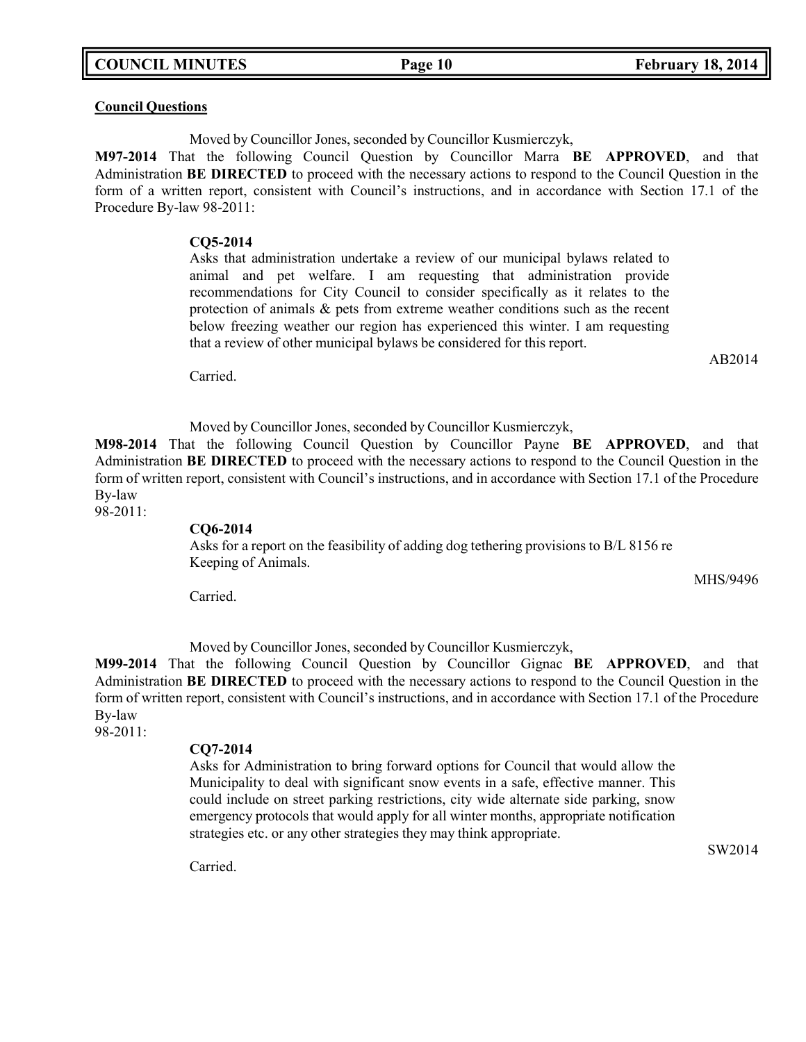**Council Questions**

Moved by Councillor Jones, seconded by Councillor Kusmierczyk,

**M97-2014** That the following Council Question by Councillor Marra **BE APPROVED**, and that Administration **BE DIRECTED** to proceed with the necessary actions to respond to the Council Question in the form of a written report, consistent with Council's instructions, and in accordance with Section 17.1 of the Procedure By-law 98-2011:

> **CQ5-2014**
> Asks that administration undertake a review of our municipal bylaws related to animal and pet welfare. I am requesting that administration provide recommendations for City Council to consider specifically as it relates to the protection of animals & pets from extreme weather conditions such as the recent below freezing weather our region has experienced this winter. I am requesting that a review of other municipal bylaws be considered for this report.

AB2014

Carried.

Moved by Councillor Jones, seconded by Councillor Kusmierczyk,

**M98-2014** That the following Council Question by Councillor Payne **BE APPROVED**, and that Administration **BE DIRECTED** to proceed with the necessary actions to respond to the Council Question in the form of written report, consistent with Council's instructions, and in accordance with Section 17.1 of the Procedure By-law 98-2011:

> **CQ6-2014**
> Asks for a report on the feasibility of adding dog tethering provisions to B/L 8156 re Keeping of Animals.

MHS/9496

Carried.

Moved by Councillor Jones, seconded by Councillor Kusmierczyk,

**M99-2014** That the following Council Question by Councillor Gignac **BE APPROVED**, and that Administration **BE DIRECTED** to proceed with the necessary actions to respond to the Council Question in the form of written report, consistent with Council's instructions, and in accordance with Section 17.1 of the Procedure By-law 98-2011:

> **CQ7-2014**
> Asks for Administration to bring forward options for Council that would allow the Municipality to deal with significant snow events in a safe, effective manner. This could include on street parking restrictions, city wide alternate side parking, snow emergency protocols that would apply for all winter months, appropriate notification strategies etc. or any other strategies they may think appropriate.

SW2014

Carried.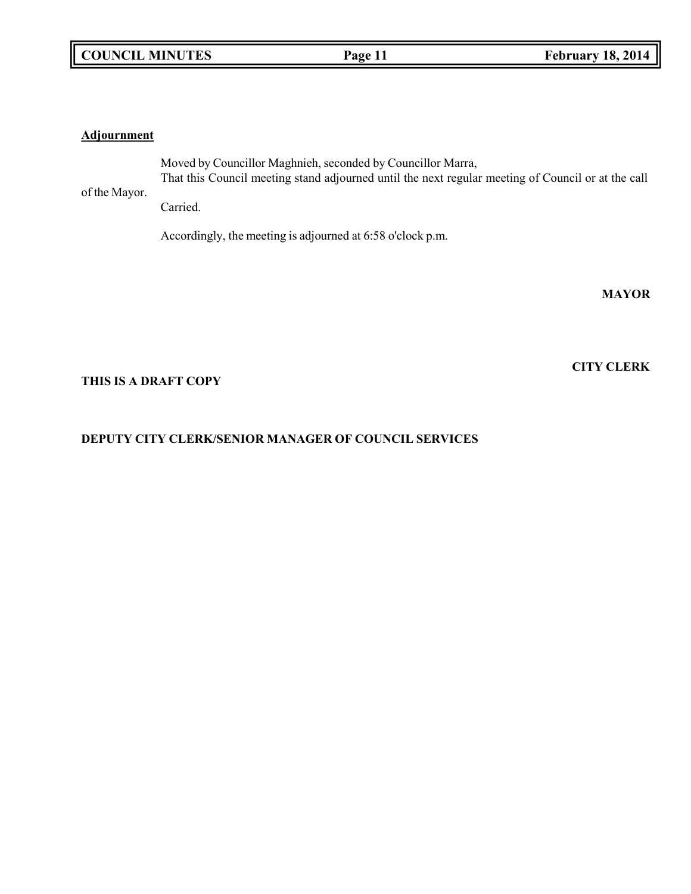**Adjournment**

Moved by Councillor Maghnieh, seconded by Councillor Marra,

That this Council meeting stand adjourned until the next regular meeting of Council or at the call of the Mayor.

Carried.

Accordingly, the meeting is adjourned at 6:58 o'clock p.m.

**MAYOR**

**CITY CLERK**

**THIS IS A DRAFT COPY**

**DEPUTY CITY CLERK/SENIOR MANAGER OF COUNCIL SERVICES**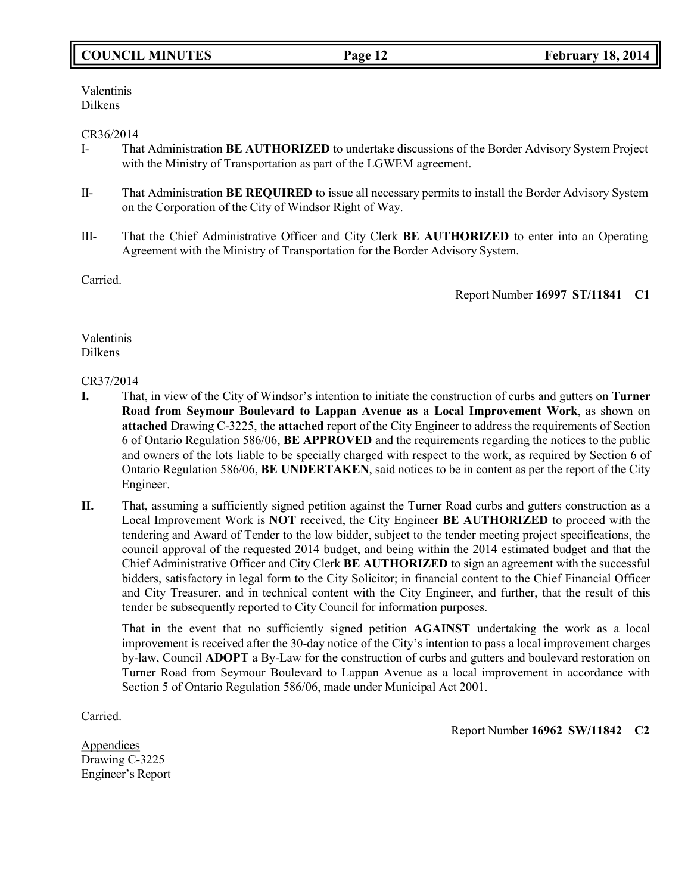Valentinis
Dilkens

CR36/2014

I- That Administration **BE AUTHORIZED** to undertake discussions of the Border Advisory System Project with the Ministry of Transportation as part of the LGWEM agreement.

II- That Administration **BE REQUIRED** to issue all necessary permits to install the Border Advisory System on the Corporation of the City of Windsor Right of Way.

III- That the Chief Administrative Officer and City Clerk **BE AUTHORIZED** to enter into an Operating Agreement with the Ministry of Transportation for the Border Advisory System.

Carried.

Report Number **16997 ST/11841 C1**

Valentinis
Dilkens

CR37/2014

**I.** That, in view of the City of Windsor's intention to initiate the construction of curbs and gutters on **Turner Road from Seymour Boulevard to Lappan Avenue as a Local Improvement Work**, as shown on **attached** Drawing C-3225, the **attached** report of the City Engineer to address the requirements of Section 6 of Ontario Regulation 586/06, **BE APPROVED** and the requirements regarding the notices to the public and owners of the lots liable to be specially charged with respect to the work, as required by Section 6 of Ontario Regulation 586/06, **BE UNDERTAKEN**, said notices to be in content as per the report of the City Engineer.

**II.** That, assuming a sufficiently signed petition against the Turner Road curbs and gutters construction as a Local Improvement Work is **NOT** received, the City Engineer **BE AUTHORIZED** to proceed with the tendering and Award of Tender to the low bidder, subject to the tender meeting project specifications, the council approval of the requested 2014 budget, and being within the 2014 estimated budget and that the Chief Administrative Officer and City Clerk **BE AUTHORIZED** to sign an agreement with the successful bidders, satisfactory in legal form to the City Solicitor; in financial content to the Chief Financial Officer and City Treasurer, and in technical content with the City Engineer, and further, that the result of this tender be subsequently reported to City Council for information purposes.

That in the event that no sufficiently signed petition **AGAINST** undertaking the work as a local improvement is received after the 30-day notice of the City's intention to pass a local improvement charges by-law, Council **ADOPT** a By-Law for the construction of curbs and gutters and boulevard restoration on Turner Road from Seymour Boulevard to Lappan Avenue as a local improvement in accordance with Section 5 of Ontario Regulation 586/06, made under Municipal Act 2001.

Carried.

Report Number **16962 SW/11842 C2**

Appendices
Drawing C-3225
Engineer's Report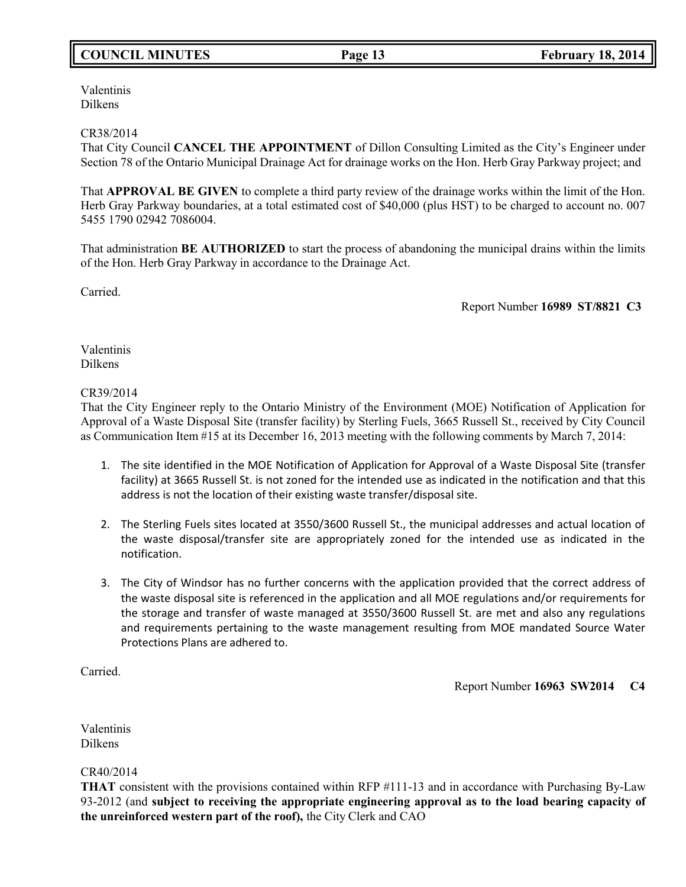Valentinis
Dilkens

CR38/2014
That City Council **CANCEL THE APPOINTMENT** of Dillon Consulting Limited as the City's Engineer under Section 78 of the Ontario Municipal Drainage Act for drainage works on the Hon. Herb Gray Parkway project; and

That **APPROVAL BE GIVEN** to complete a third party review of the drainage works within the limit of the Hon. Herb Gray Parkway boundaries, at a total estimated cost of $40,000 (plus HST) to be charged to account no. 007 5455 1790 02942 7086004.

That administration **BE AUTHORIZED** to start the process of abandoning the municipal drains within the limits of the Hon. Herb Gray Parkway in accordance to the Drainage Act.

Carried.

Report Number **16989 ST/8821 C3**

Valentinis
Dilkens

CR39/2014
That the City Engineer reply to the Ontario Ministry of the Environment (MOE) Notification of Application for Approval of a Waste Disposal Site (transfer facility) by Sterling Fuels, 3665 Russell St., received by City Council as Communication Item #15 at its December 16, 2013 meeting with the following comments by March 7, 2014:

1. The site identified in the MOE Notification of Application for Approval of a Waste Disposal Site (transfer facility) at 3665 Russell St. is not zoned for the intended use as indicated in the notification and that this address is not the location of their existing waste transfer/disposal site.

2. The Sterling Fuels sites located at 3550/3600 Russell St., the municipal addresses and actual location of the waste disposal/transfer site are appropriately zoned for the intended use as indicated in the notification.

3. The City of Windsor has no further concerns with the application provided that the correct address of the waste disposal site is referenced in the application and all MOE regulations and/or requirements for the storage and transfer of waste managed at 3550/3600 Russell St. are met and also any regulations and requirements pertaining to the waste management resulting from MOE mandated Source Water Protections Plans are adhered to.

Carried.

Report Number **16963 SW2014 C4**

Valentinis
Dilkens

CR40/2014
**THAT** consistent with the provisions contained within RFP #111-13 and in accordance with Purchasing By-Law 93-2012 (and **subject to receiving the appropriate engineering approval as to the load bearing capacity of the unreinforced western part of the roof),** the City Clerk and CAO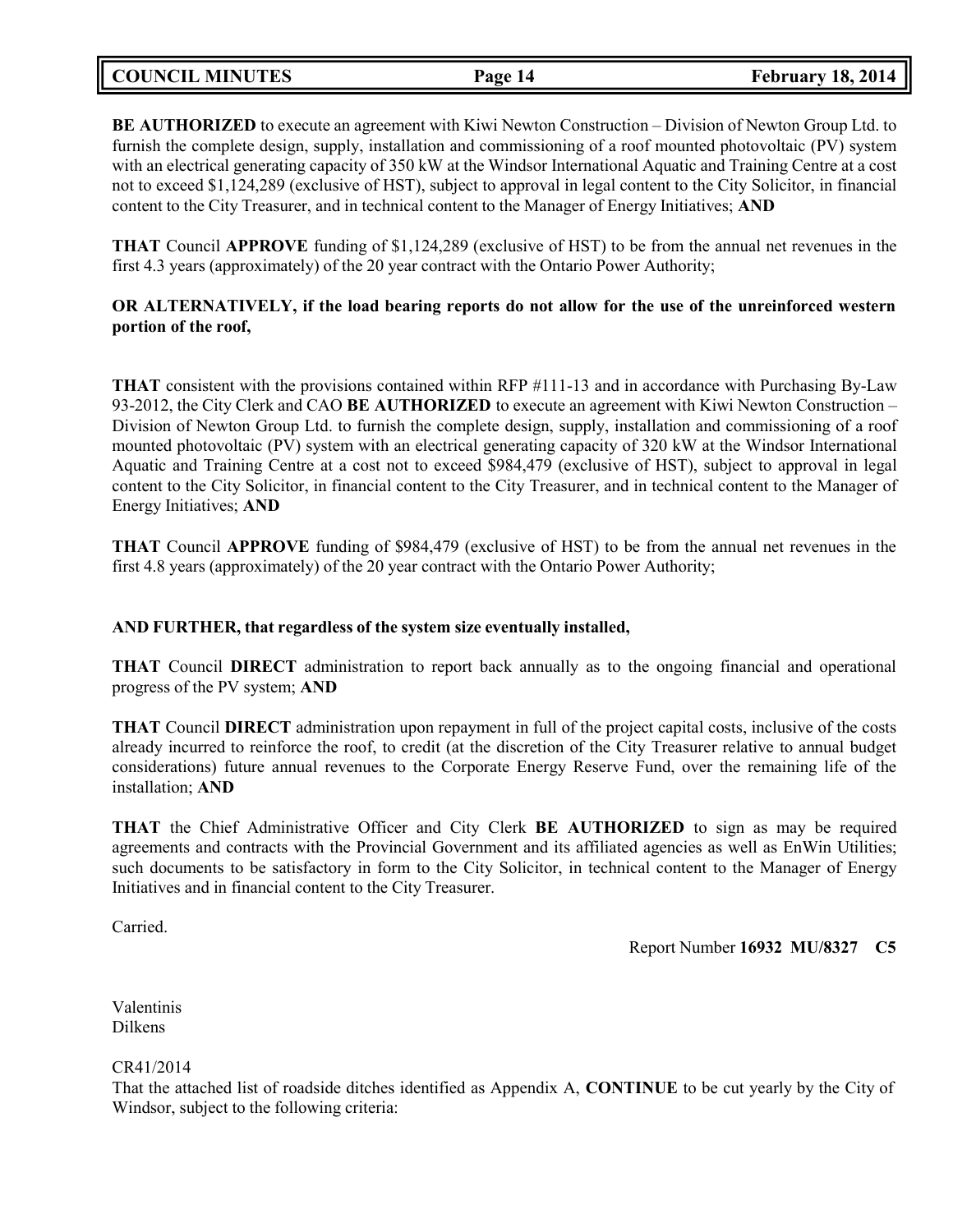**BE AUTHORIZED** to execute an agreement with Kiwi Newton Construction – Division of Newton Group Ltd. to furnish the complete design, supply, installation and commissioning of a roof mounted photovoltaic (PV) system with an electrical generating capacity of 350 kW at the Windsor International Aquatic and Training Centre at a cost not to exceed $1,124,289 (exclusive of HST), subject to approval in legal content to the City Solicitor, in financial content to the City Treasurer, and in technical content to the Manager of Energy Initiatives; **AND**

**THAT** Council **APPROVE** funding of $1,124,289 (exclusive of HST) to be from the annual net revenues in the first 4.3 years (approximately) of the 20 year contract with the Ontario Power Authority;

**OR ALTERNATIVELY, if the load bearing reports do not allow for the use of the unreinforced western portion of the roof,**

**THAT** consistent with the provisions contained within RFP #111-13 and in accordance with Purchasing By-Law 93-2012, the City Clerk and CAO **BE AUTHORIZED** to execute an agreement with Kiwi Newton Construction – Division of Newton Group Ltd. to furnish the complete design, supply, installation and commissioning of a roof mounted photovoltaic (PV) system with an electrical generating capacity of 320 kW at the Windsor International Aquatic and Training Centre at a cost not to exceed $984,479 (exclusive of HST), subject to approval in legal content to the City Solicitor, in financial content to the City Treasurer, and in technical content to the Manager of Energy Initiatives; **AND**

**THAT** Council **APPROVE** funding of $984,479 (exclusive of HST) to be from the annual net revenues in the first 4.8 years (approximately) of the 20 year contract with the Ontario Power Authority;

**AND FURTHER, that regardless of the system size eventually installed,**

**THAT** Council **DIRECT** administration to report back annually as to the ongoing financial and operational progress of the PV system; **AND**

**THAT** Council **DIRECT** administration upon repayment in full of the project capital costs, inclusive of the costs already incurred to reinforce the roof, to credit (at the discretion of the City Treasurer relative to annual budget considerations) future annual revenues to the Corporate Energy Reserve Fund, over the remaining life of the installation; **AND**

**THAT** the Chief Administrative Officer and City Clerk **BE AUTHORIZED** to sign as may be required agreements and contracts with the Provincial Government and its affiliated agencies as well as EnWin Utilities; such documents to be satisfactory in form to the City Solicitor, in technical content to the Manager of Energy Initiatives and in financial content to the City Treasurer.

Carried.

Report Number **16932 MU/8327 C5**

Valentinis
Dilkens

CR41/2014
That the attached list of roadside ditches identified as Appendix A, **CONTINUE** to be cut yearly by the City of Windsor, subject to the following criteria: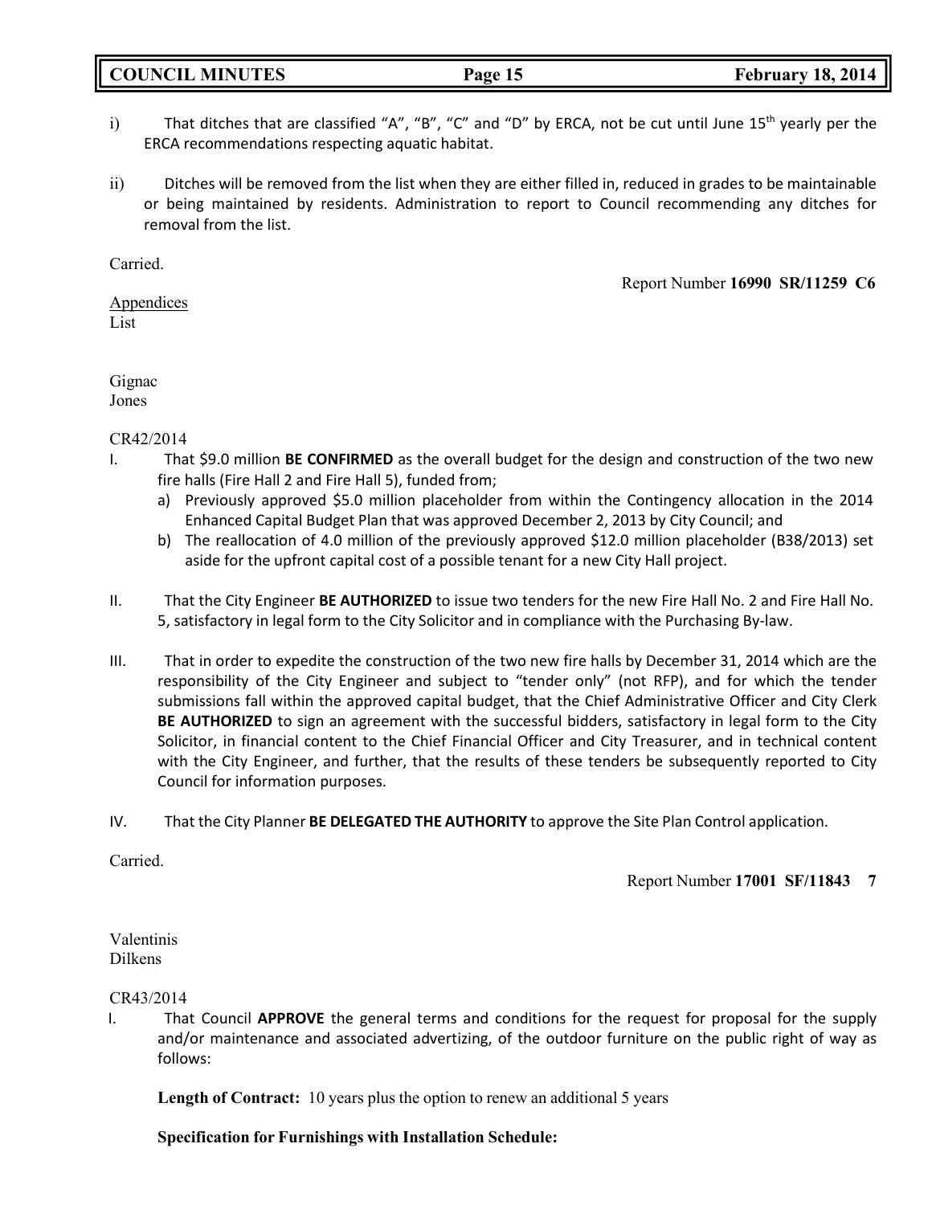i) That ditches that are classified "A", "B", "C" and "D" by ERCA, not be cut until June 15[th] yearly per the ERCA recommendations respecting aquatic habitat.

ii) Ditches will be removed from the list when they are either filled in, reduced in grades to be maintainable or being maintained by residents. Administration to report to Council recommending any ditches for removal from the list.

Carried.

Report Number **16990 SR/11259 C6**

Appendices
List

Gignac
Jones

CR42/2014

I. That $9.0 million **BE CONFIRMED** as the overall budget for the design and construction of the two new fire halls (Fire Hall 2 and Fire Hall 5), funded from;
   a) Previously approved $5.0 million placeholder from within the Contingency allocation in the 2014 Enhanced Capital Budget Plan that was approved December 2, 2013 by City Council; and
   b) The reallocation of 4.0 million of the previously approved $12.0 million placeholder (B38/2013) set aside for the upfront capital cost of a possible tenant for a new City Hall project.

II. That the City Engineer **BE AUTHORIZED** to issue two tenders for the new Fire Hall No. 2 and Fire Hall No. 5, satisfactory in legal form to the City Solicitor and in compliance with the Purchasing By-law.

III. That in order to expedite the construction of the two new fire halls by December 31, 2014 which are the responsibility of the City Engineer and subject to "tender only" (not RFP), and for which the tender submissions fall within the approved capital budget, that the Chief Administrative Officer and City Clerk **BE AUTHORIZED** to sign an agreement with the successful bidders, satisfactory in legal form to the City Solicitor, in financial content to the Chief Financial Officer and City Treasurer, and in technical content with the City Engineer, and further, that the results of these tenders be subsequently reported to City Council for information purposes.

IV. That the City Planner **BE DELEGATED THE AUTHORITY** to approve the Site Plan Control application.

Carried.

Report Number **17001 SF/11843 7**

Valentinis
Dilkens

CR43/2014

I. That Council **APPROVE** the general terms and conditions for the request for proposal for the supply and/or maintenance and associated advertizing, of the outdoor furniture on the public right of way as follows:

   **Length of Contract:** 10 years plus the option to renew an additional 5 years

   **Specification for Furnishings with Installation Schedule:**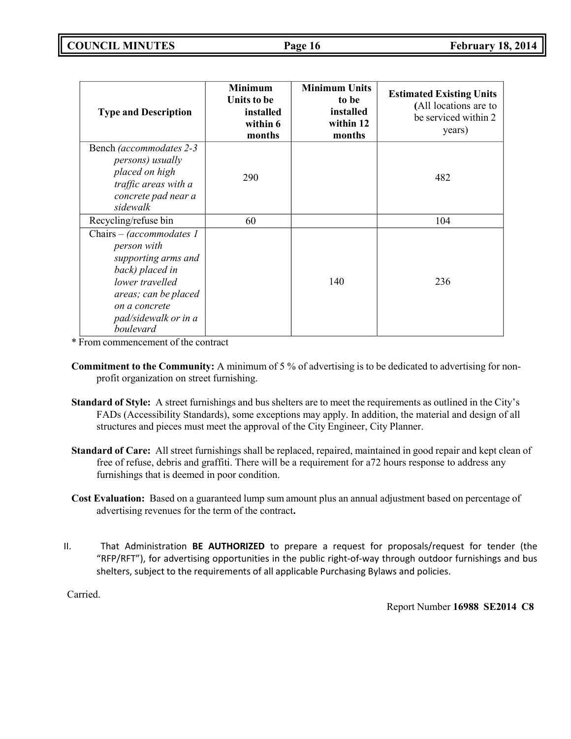| Type and Description | Minimum Units to be installed within 6 months | Minimum Units to be installed within 12 months | Estimated Existing Units (All locations are to be serviced within 2 years) |
|---|---|---|---|
| Bench *(accommodates 2-3 persons) usually placed on high traffic areas with a concrete pad near a sidewalk* | 290 | | 482 |
| Recycling/refuse bin | 60 | | 104 |
| Chairs – *(accommodates 1 person with supporting arms and back) placed in lower travelled areas; can be placed on a concrete pad/sidewalk or in a boulevard* | | 140 | 236 |

\* From commencement of the contract

**Commitment to the Community:** A minimum of 5 % of advertising is to be dedicated to advertising for non-profit organization on street furnishing.

**Standard of Style:** A street furnishings and bus shelters are to meet the requirements as outlined in the City's FADs (Accessibility Standards), some exceptions may apply. In addition, the material and design of all structures and pieces must meet the approval of the City Engineer, City Planner.

**Standard of Care:** All street furnishings shall be replaced, repaired, maintained in good repair and kept clean of free of refuse, debris and graffiti. There will be a requirement for a72 hours response to address any furnishings that is deemed in poor condition.

**Cost Evaluation:** Based on a guaranteed lump sum amount plus an annual adjustment based on percentage of advertising revenues for the term of the contract**.**

II. That Administration **BE AUTHORIZED** to prepare a request for proposals/request for tender (the "RFP/RFT"), for advertising opportunities in the public right-of-way through outdoor furnishings and bus shelters, subject to the requirements of all applicable Purchasing Bylaws and policies.

Carried.

Report Number **16988 SE2014 C8**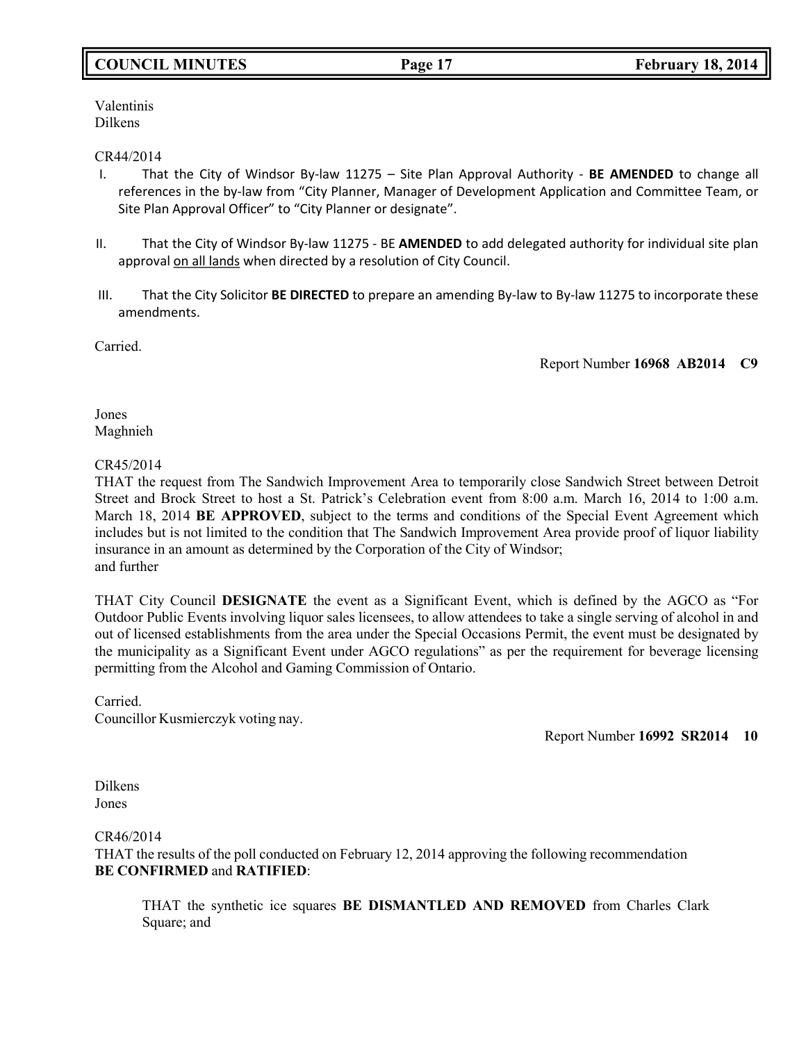Valentinis
Dilkens

CR44/2014

I. That the City of Windsor By-law 11275 – Site Plan Approval Authority - **BE AMENDED** to change all references in the by-law from "City Planner, Manager of Development Application and Committee Team, or Site Plan Approval Officer" to "City Planner or designate".

II. That the City of Windsor By-law 11275 - BE **AMENDED** to add delegated authority for individual site plan approval on all lands when directed by a resolution of City Council.

III. That the City Solicitor **BE DIRECTED** to prepare an amending By-law to By-law 11275 to incorporate these amendments.

Carried.

Report Number **16968 AB2014 C9**

Jones
Maghnieh

CR45/2014

THAT the request from The Sandwich Improvement Area to temporarily close Sandwich Street between Detroit Street and Brock Street to host a St. Patrick's Celebration event from 8:00 a.m. March 16, 2014 to 1:00 a.m. March 18, 2014 **BE APPROVED**, subject to the terms and conditions of the Special Event Agreement which includes but is not limited to the condition that The Sandwich Improvement Area provide proof of liquor liability insurance in an amount as determined by the Corporation of the City of Windsor;
and further

THAT City Council **DESIGNATE** the event as a Significant Event, which is defined by the AGCO as "For Outdoor Public Events involving liquor sales licensees, to allow attendees to take a single serving of alcohol in and out of licensed establishments from the area under the Special Occasions Permit, the event must be designated by the municipality as a Significant Event under AGCO regulations" as per the requirement for beverage licensing permitting from the Alcohol and Gaming Commission of Ontario.

Carried.
Councillor Kusmierczyk voting nay.

Report Number **16992 SR2014 10**

Dilkens
Jones

CR46/2014

THAT the results of the poll conducted on February 12, 2014 approving the following recommendation **BE CONFIRMED** and **RATIFIED**:

> THAT the synthetic ice squares **BE DISMANTLED AND REMOVED** from Charles Clark Square; and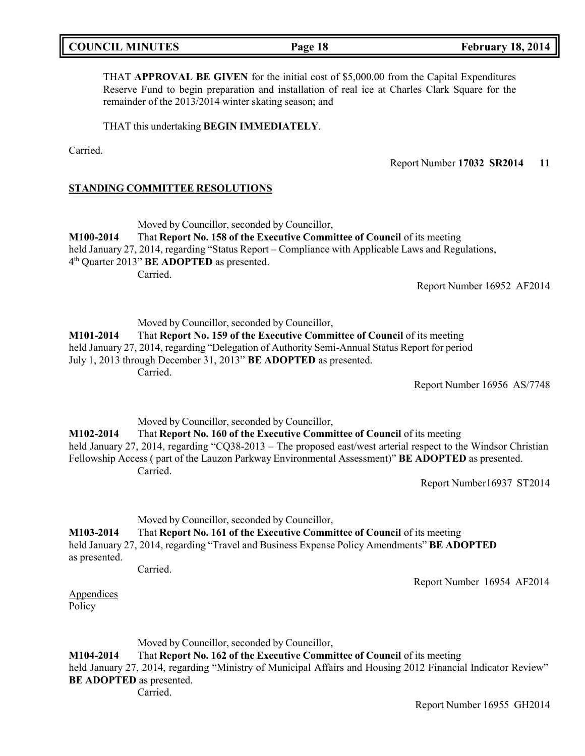THAT **APPROVAL BE GIVEN** for the initial cost of $5,000.00 from the Capital Expenditures Reserve Fund to begin preparation and installation of real ice at Charles Clark Square for the remainder of the 2013/2014 winter skating season; and

THAT this undertaking **BEGIN IMMEDIATELY**.

Carried.

Report Number **17032 SR2014 11**

## STANDING COMMITTEE RESOLUTIONS

Moved by Councillor, seconded by Councillor,

**M100-2014** That **Report No. 158 of the Executive Committee of Council** of its meeting held January 27, 2014, regarding "Status Report – Compliance with Applicable Laws and Regulations, 4th Quarter 2013" **BE ADOPTED** as presented.

Carried.

Report Number 16952 AF2014

Moved by Councillor, seconded by Councillor,

**M101-2014** That **Report No. 159 of the Executive Committee of Council** of its meeting held January 27, 2014, regarding "Delegation of Authority Semi-Annual Status Report for period July 1, 2013 through December 31, 2013" **BE ADOPTED** as presented.

Carried.

Report Number 16956 AS/7748

Moved by Councillor, seconded by Councillor,

**M102-2014** That **Report No. 160 of the Executive Committee of Council** of its meeting held January 27, 2014, regarding "CQ38-2013 – The proposed east/west arterial respect to the Windsor Christian Fellowship Access ( part of the Lauzon Parkway Environmental Assessment)" **BE ADOPTED** as presented.

Carried.

Report Number16937 ST2014

Moved by Councillor, seconded by Councillor,

**M103-2014** That **Report No. 161 of the Executive Committee of Council** of its meeting held January 27, 2014, regarding "Travel and Business Expense Policy Amendments" **BE ADOPTED** as presented.

Carried.

Report Number 16954 AF2014

Appendices
Policy

Moved by Councillor, seconded by Councillor,

**M104-2014** That **Report No. 162 of the Executive Committee of Council** of its meeting held January 27, 2014, regarding "Ministry of Municipal Affairs and Housing 2012 Financial Indicator Review" **BE ADOPTED** as presented.

Carried.

Report Number 16955 GH2014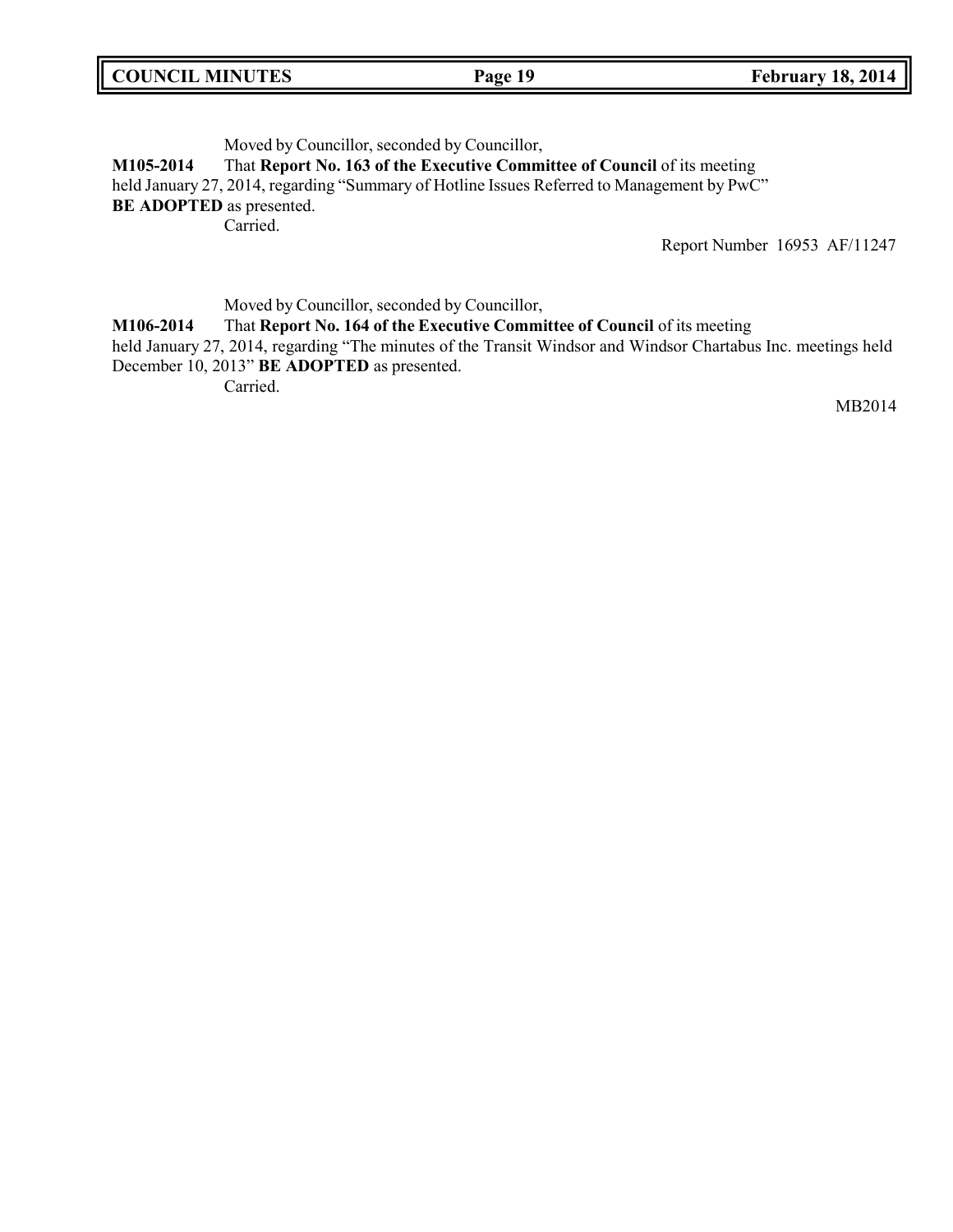Moved by Councillor, seconded by Councillor,

**M105-2014** That **Report No. 163 of the Executive Committee of Council** of its meeting held January 27, 2014, regarding "Summary of Hotline Issues Referred to Management by PwC" **BE ADOPTED** as presented.

Carried.

Report Number 16953 AF/11247

Moved by Councillor, seconded by Councillor,

**M106-2014** That **Report No. 164 of the Executive Committee of Council** of its meeting held January 27, 2014, regarding "The minutes of the Transit Windsor and Windsor Chartabus Inc. meetings held December 10, 2013" **BE ADOPTED** as presented.

Carried.

MB2014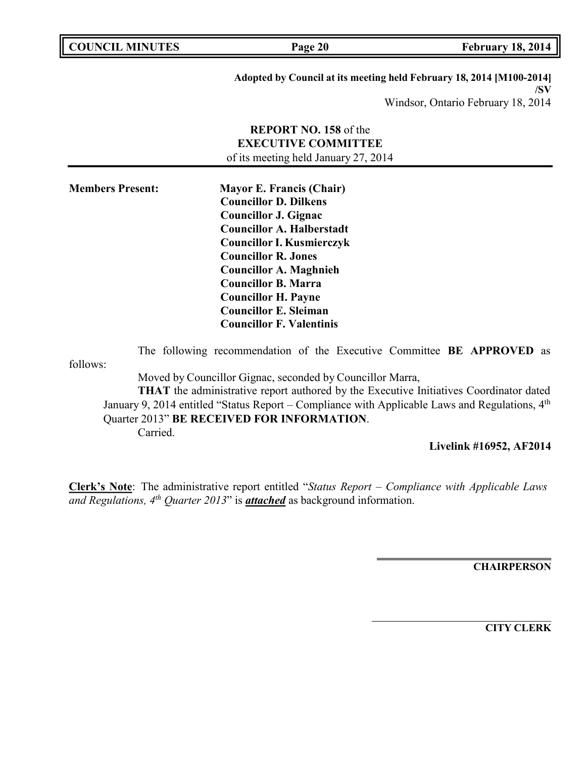**Adopted by Council at its meeting held February 18, 2014 [M100-2014] /SV**

Windsor, Ontario February 18, 2014

**REPORT NO. 158** of the
**EXECUTIVE COMMITTEE**
of its meeting held January 27, 2014

**Members Present:**

**Mayor E. Francis (Chair)**
**Councillor D. Dilkens**
**Councillor J. Gignac**
**Councillor A. Halberstadt**
**Councillor I. Kusmierczyk**
**Councillor R. Jones**
**Councillor A. Maghnieh**
**Councillor B. Marra**
**Councillor H. Payne**
**Councillor E. Sleiman**
**Councillor F. Valentinis**

The following recommendation of the Executive Committee **BE APPROVED** as follows:

Moved by Councillor Gignac, seconded by Councillor Marra,

**THAT** the administrative report authored by the Executive Initiatives Coordinator dated January 9, 2014 entitled "Status Report – Compliance with Applicable Laws and Regulations, 4th Quarter 2013" **BE RECEIVED FOR INFORMATION**.

Carried.

**Livelink #16952, AF2014**

**Clerk's Note**: The administrative report entitled "*Status Report – Compliance with Applicable Laws and Regulations, 4th Quarter 2013*" is ***attached*** as background information.

**CHAIRPERSON**

**CITY CLERK**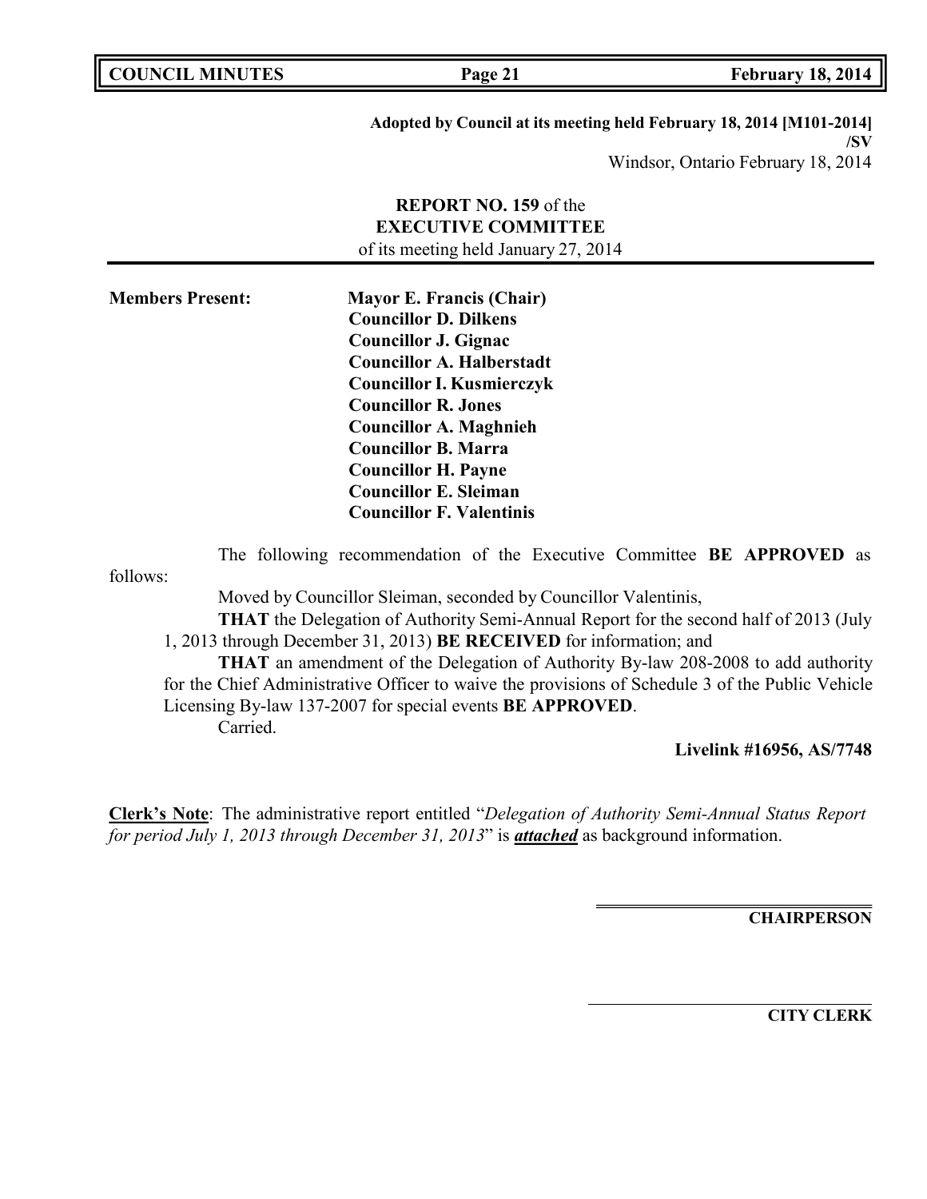**Adopted by Council at its meeting held February 18, 2014 [M101-2014] /SV**

Windsor, Ontario February 18, 2014

**REPORT NO. 159** of the
**EXECUTIVE COMMITTEE**
of its meeting held January 27, 2014

**Members Present:**

**Mayor E. Francis (Chair)**
**Councillor D. Dilkens**
**Councillor J. Gignac**
**Councillor A. Halberstadt**
**Councillor I. Kusmierczyk**
**Councillor R. Jones**
**Councillor A. Maghnieh**
**Councillor B. Marra**
**Councillor H. Payne**
**Councillor E. Sleiman**
**Councillor F. Valentinis**

The following recommendation of the Executive Committee **BE APPROVED** as follows:

Moved by Councillor Sleiman, seconded by Councillor Valentinis,

**THAT** the Delegation of Authority Semi-Annual Report for the second half of 2013 (July 1, 2013 through December 31, 2013) **BE RECEIVED** for information; and

**THAT** an amendment of the Delegation of Authority By-law 208-2008 to add authority for the Chief Administrative Officer to waive the provisions of Schedule 3 of the Public Vehicle Licensing By-law 137-2007 for special events **BE APPROVED**.

Carried.

**Livelink #16956, AS/7748**

**Clerk's Note**: The administrative report entitled "*Delegation of Authority Semi-Annual Status Report for period July 1, 2013 through December 31, 2013*" is ***attached*** as background information.

**CHAIRPERSON**

**CITY CLERK**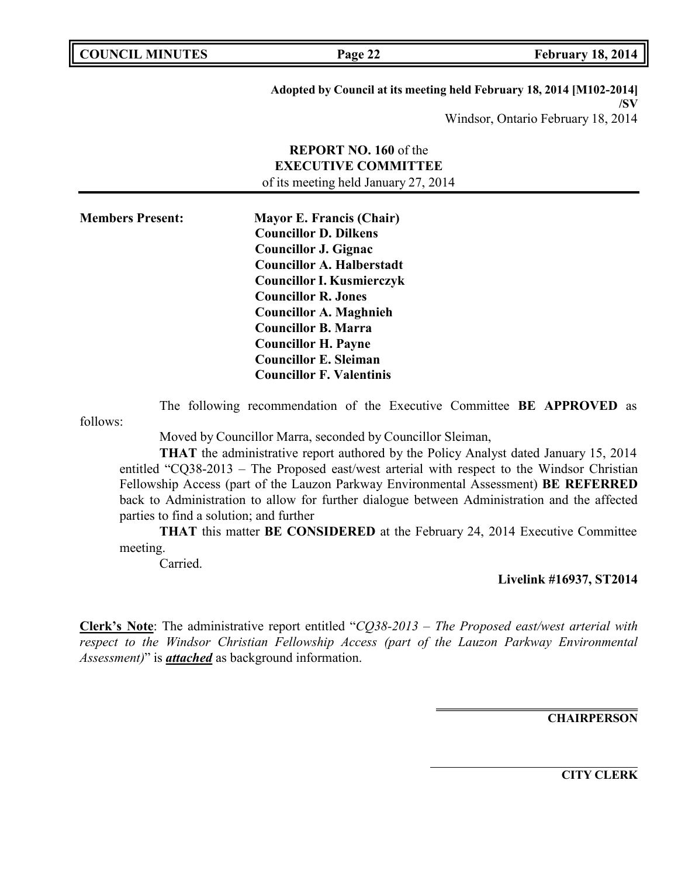**Adopted by Council at its meeting held February 18, 2014 [M102-2014] /SV**

Windsor, Ontario February 18, 2014

**REPORT NO. 160** of the
**EXECUTIVE COMMITTEE**
of its meeting held January 27, 2014

**Members Present:**

**Mayor E. Francis (Chair)**
**Councillor D. Dilkens**
**Councillor J. Gignac**
**Councillor A. Halberstadt**
**Councillor I. Kusmierczyk**
**Councillor R. Jones**
**Councillor A. Maghnieh**
**Councillor B. Marra**
**Councillor H. Payne**
**Councillor E. Sleiman**
**Councillor F. Valentinis**

The following recommendation of the Executive Committee **BE APPROVED** as follows:

Moved by Councillor Marra, seconded by Councillor Sleiman,

**THAT** the administrative report authored by the Policy Analyst dated January 15, 2014 entitled "CQ38-2013 – The Proposed east/west arterial with respect to the Windsor Christian Fellowship Access (part of the Lauzon Parkway Environmental Assessment) **BE REFERRED** back to Administration to allow for further dialogue between Administration and the affected parties to find a solution; and further

**THAT** this matter **BE CONSIDERED** at the February 24, 2014 Executive Committee meeting.

Carried.

**Livelink #16937, ST2014**

**Clerk's Note**: The administrative report entitled "*CQ38-2013 – The Proposed east/west arterial with respect to the Windsor Christian Fellowship Access (part of the Lauzon Parkway Environmental Assessment)*" is ***attached*** as background information.

**CHAIRPERSON**

**CITY CLERK**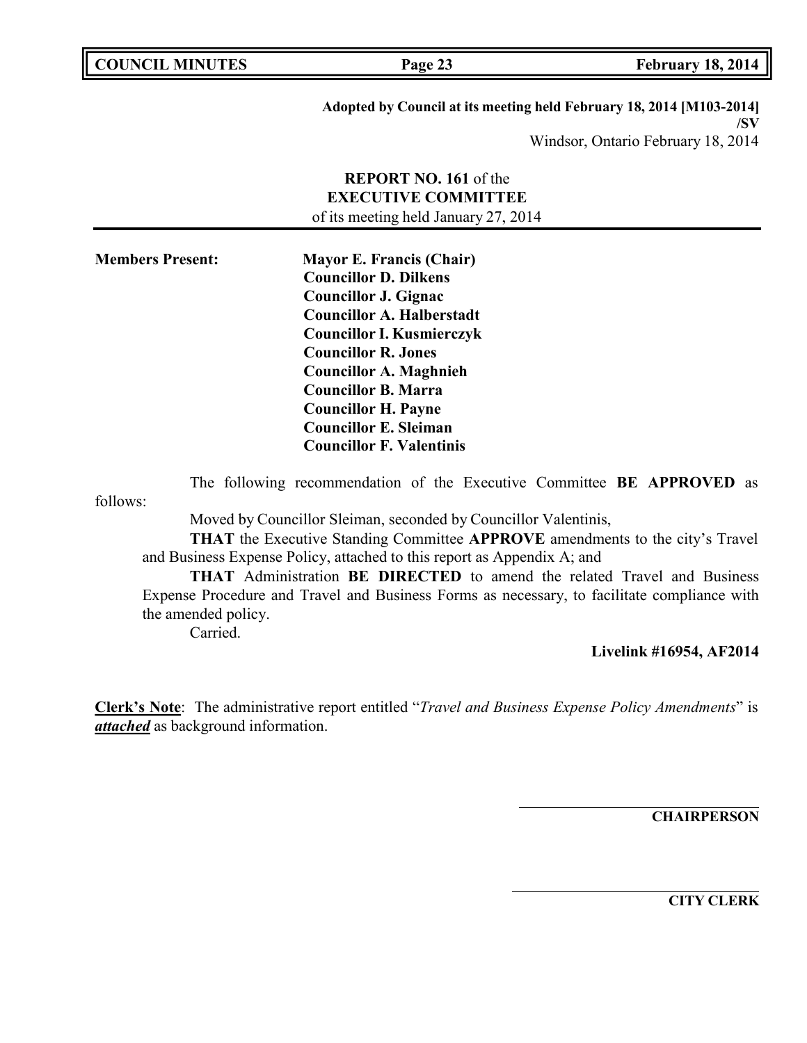**Adopted by Council at its meeting held February 18, 2014 [M103-2014] /SV**

Windsor, Ontario February 18, 2014

**REPORT NO. 161** of the
**EXECUTIVE COMMITTEE**
of its meeting held January 27, 2014

**Members Present:**

**Mayor E. Francis (Chair)**
**Councillor D. Dilkens**
**Councillor J. Gignac**
**Councillor A. Halberstadt**
**Councillor I. Kusmierczyk**
**Councillor R. Jones**
**Councillor A. Maghnieh**
**Councillor B. Marra**
**Councillor H. Payne**
**Councillor E. Sleiman**
**Councillor F. Valentinis**

The following recommendation of the Executive Committee **BE APPROVED** as follows:

Moved by Councillor Sleiman, seconded by Councillor Valentinis,

**THAT** the Executive Standing Committee **APPROVE** amendments to the city's Travel and Business Expense Policy, attached to this report as Appendix A; and

**THAT** Administration **BE DIRECTED** to amend the related Travel and Business Expense Procedure and Travel and Business Forms as necessary, to facilitate compliance with the amended policy.

Carried.

**Livelink #16954, AF2014**

**Clerk's Note**: The administrative report entitled "*Travel and Business Expense Policy Amendments*" is ***attached*** as background information.

**CHAIRPERSON**

**CITY CLERK**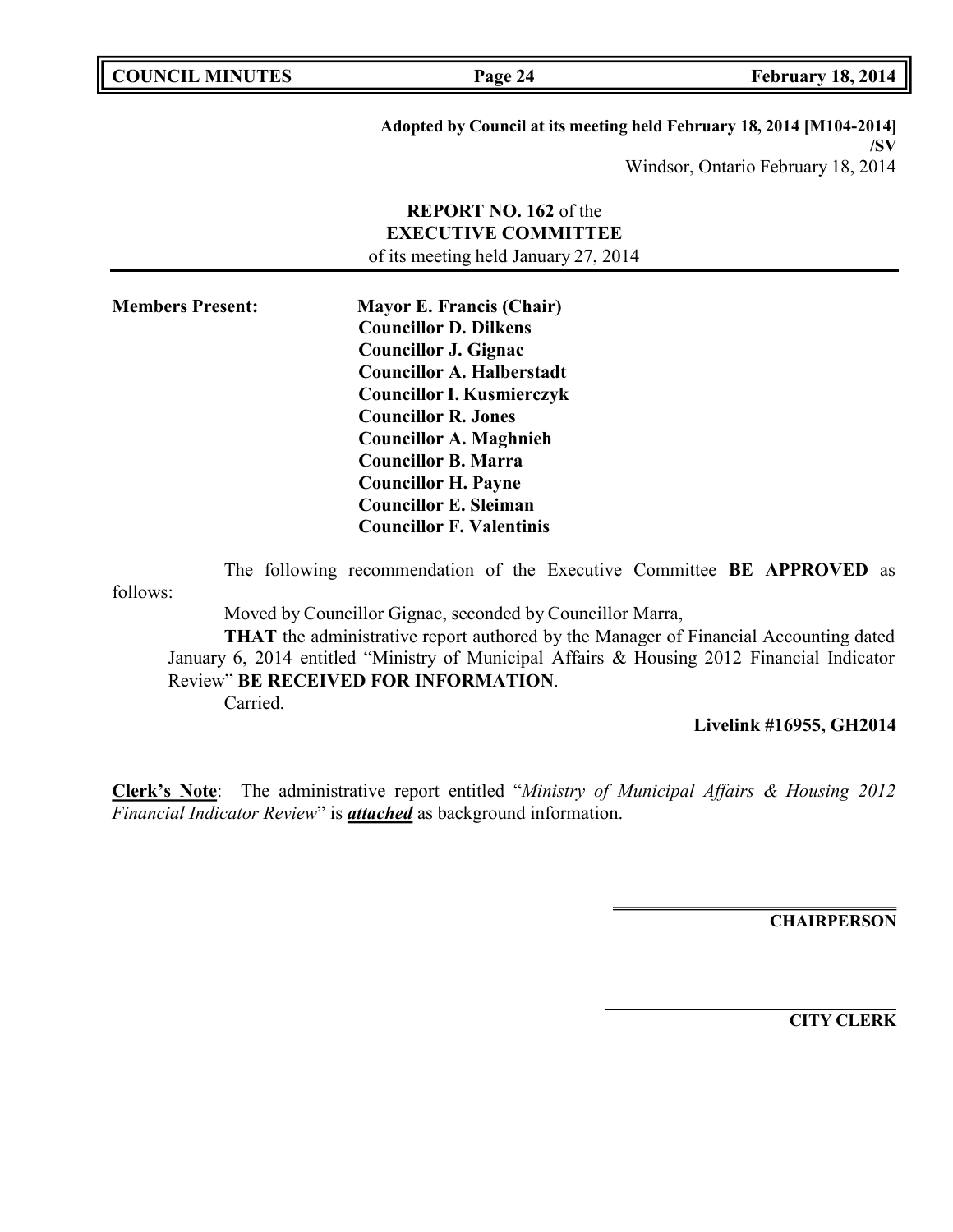**Adopted by Council at its meeting held February 18, 2014 [M104-2014]**
**/SV**
Windsor, Ontario February 18, 2014

**REPORT NO. 162** of the
**EXECUTIVE COMMITTEE**
of its meeting held January 27, 2014

---

**Members Present:**

**Mayor E. Francis (Chair)**
**Councillor D. Dilkens**
**Councillor J. Gignac**
**Councillor A. Halberstadt**
**Councillor I. Kusmierczyk**
**Councillor R. Jones**
**Councillor A. Maghnieh**
**Councillor B. Marra**
**Councillor H. Payne**
**Councillor E. Sleiman**
**Councillor F. Valentinis**

The following recommendation of the Executive Committee **BE APPROVED** as follows:

Moved by Councillor Gignac, seconded by Councillor Marra,

**THAT** the administrative report authored by the Manager of Financial Accounting dated January 6, 2014 entitled "Ministry of Municipal Affairs & Housing 2012 Financial Indicator Review" **BE RECEIVED FOR INFORMATION**.

Carried.

**Livelink #16955, GH2014**

**Clerk's Note**: The administrative report entitled "*Ministry of Municipal Affairs & Housing 2012 Financial Indicator Review*" is ***attached*** as background information.

**CHAIRPERSON**

**CITY CLERK**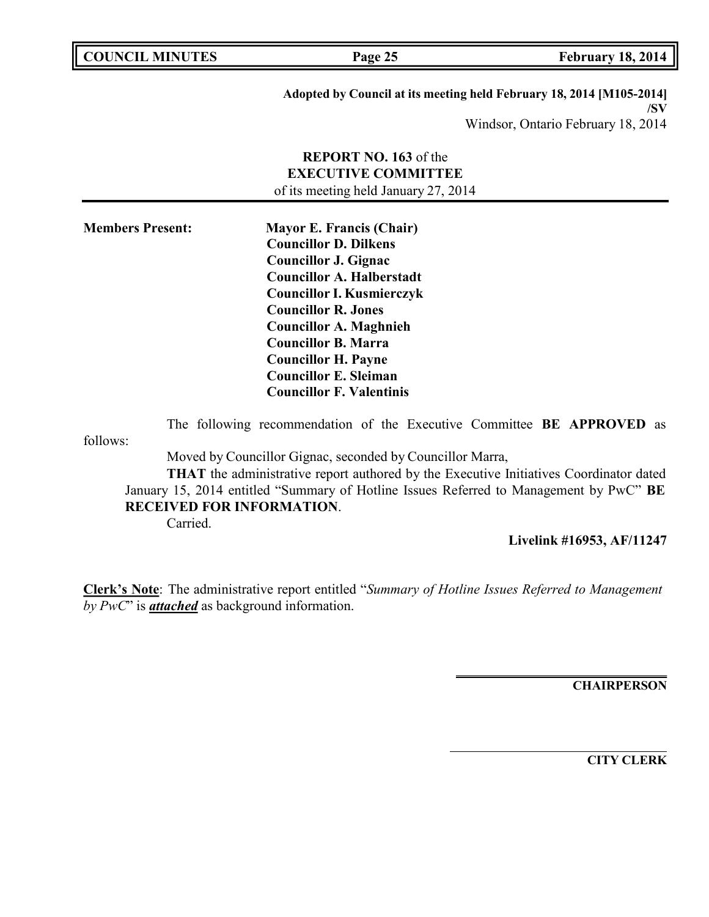**Adopted by Council at its meeting held February 18, 2014 [M105-2014] /SV**

Windsor, Ontario February 18, 2014

**REPORT NO. 163** of the
**EXECUTIVE COMMITTEE**
of its meeting held January 27, 2014

**Members Present:**

**Mayor E. Francis (Chair)**
**Councillor D. Dilkens**
**Councillor J. Gignac**
**Councillor A. Halberstadt**
**Councillor I. Kusmierczyk**
**Councillor R. Jones**
**Councillor A. Maghnieh**
**Councillor B. Marra**
**Councillor H. Payne**
**Councillor E. Sleiman**
**Councillor F. Valentinis**

The following recommendation of the Executive Committee **BE APPROVED** as follows:

Moved by Councillor Gignac, seconded by Councillor Marra,

**THAT** the administrative report authored by the Executive Initiatives Coordinator dated January 15, 2014 entitled "Summary of Hotline Issues Referred to Management by PwC" **BE RECEIVED FOR INFORMATION**.

Carried.

**Livelink #16953, AF/11247**

**Clerk's Note**: The administrative report entitled "*Summary of Hotline Issues Referred to Management by PwC*" is ***attached*** as background information.

**CHAIRPERSON**

**CITY CLERK**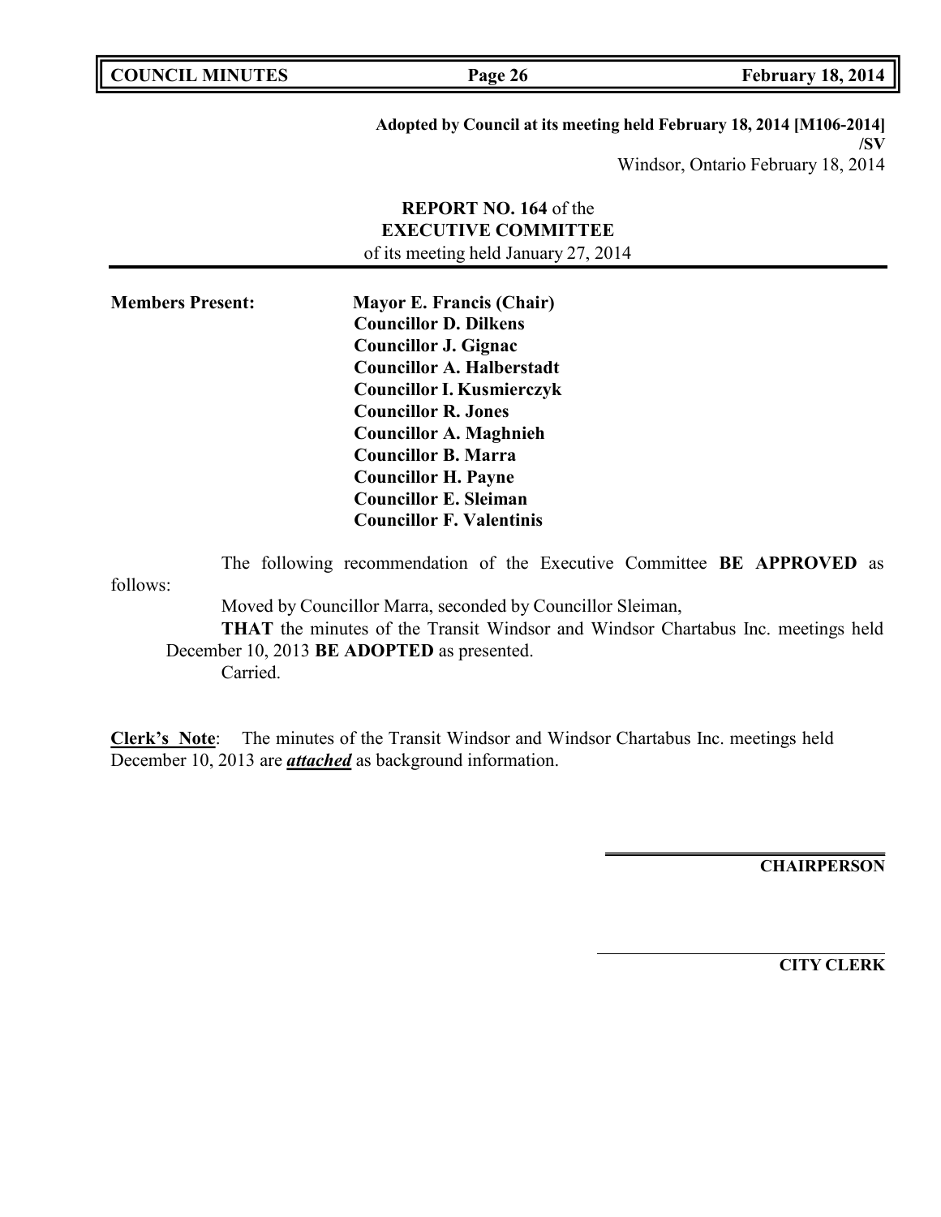**Adopted by Council at its meeting held February 18, 2014 [M106-2014] /SV**

Windsor, Ontario February 18, 2014

**REPORT NO. 164** of the
**EXECUTIVE COMMITTEE**
of its meeting held January 27, 2014

**Members Present:**

**Mayor E. Francis (Chair)**
**Councillor D. Dilkens**
**Councillor J. Gignac**
**Councillor A. Halberstadt**
**Councillor I. Kusmierczyk**
**Councillor R. Jones**
**Councillor A. Maghnieh**
**Councillor B. Marra**
**Councillor H. Payne**
**Councillor E. Sleiman**
**Councillor F. Valentinis**

The following recommendation of the Executive Committee **BE APPROVED** as follows:

Moved by Councillor Marra, seconded by Councillor Sleiman,

**THAT** the minutes of the Transit Windsor and Windsor Chartabus Inc. meetings held December 10, 2013 **BE ADOPTED** as presented.

Carried.

**Clerk's Note**: The minutes of the Transit Windsor and Windsor Chartabus Inc. meetings held December 10, 2013 are ***attached*** as background information.

**CHAIRPERSON**

**CITY CLERK**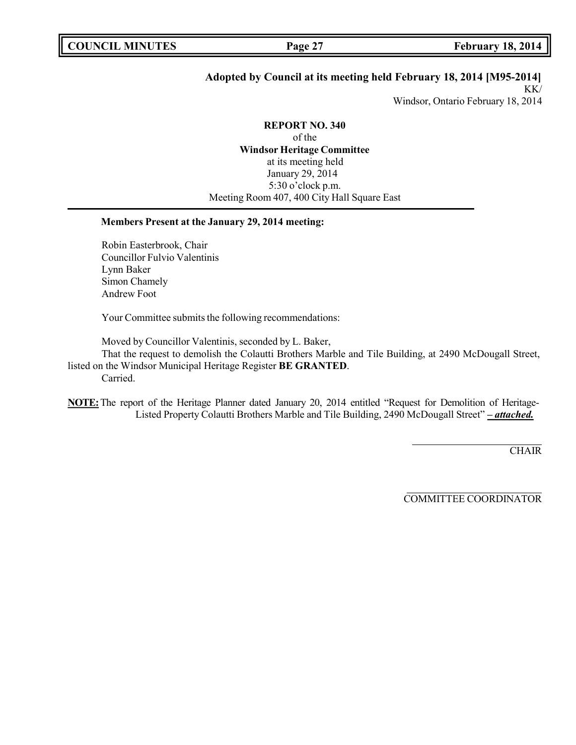**Adopted by Council at its meeting held February 18, 2014 [M95-2014]**

KK/

Windsor, Ontario February 18, 2014

**REPORT NO. 340**

of the

**Windsor Heritage Committee**

at its meeting held

January 29, 2014

5:30 o'clock p.m.

Meeting Room 407, 400 City Hall Square East

---

**Members Present at the January 29, 2014 meeting:**

Robin Easterbrook, Chair
Councillor Fulvio Valentinis
Lynn Baker
Simon Chamely
Andrew Foot

Your Committee submits the following recommendations:

Moved by Councillor Valentinis, seconded by L. Baker,

That the request to demolish the Colautti Brothers Marble and Tile Building, at 2490 McDougall Street, listed on the Windsor Municipal Heritage Register **BE GRANTED**.

Carried.

**NOTE:** The report of the Heritage Planner dated January 20, 2014 entitled "Request for Demolition of Heritage-Listed Property Colautti Brothers Marble and Tile Building, 2490 McDougall Street" ***– attached.***

CHAIR

COMMITTEE COORDINATOR